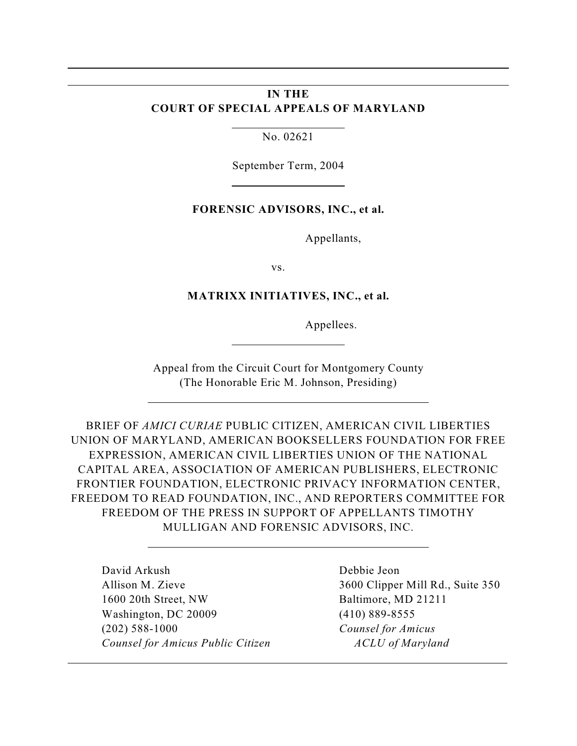**IN THE**
**COURT OF SPECIAL APPEALS OF MARYLAND**

---

No. 02621

September Term, 2004

---

**FORENSIC ADVISORS, INC., et al.**

Appellants,

vs.

**MATRIXX INITIATIVES, INC., et al.**

Appellees.

---

Appeal from the Circuit Court for Montgomery County
(The Honorable Eric M. Johnson, Presiding)

---

BRIEF OF *AMICI CURIAE* PUBLIC CITIZEN, AMERICAN CIVIL LIBERTIES UNION OF MARYLAND, AMERICAN BOOKSELLERS FOUNDATION FOR FREE EXPRESSION, AMERICAN CIVIL LIBERTIES UNION OF THE NATIONAL CAPITAL AREA, ASSOCIATION OF AMERICAN PUBLISHERS, ELECTRONIC FRONTIER FOUNDATION, ELECTRONIC PRIVACY INFORMATION CENTER, FREEDOM TO READ FOUNDATION, INC., AND REPORTERS COMMITTEE FOR FREEDOM OF THE PRESS IN SUPPORT OF APPELLANTS TIMOTHY MULLIGAN AND FORENSIC ADVISORS, INC.

---

David Arkush
Allison M. Zieve
1600 20th Street, NW
Washington, DC 20009
(202) 588-1000
*Counsel for Amicus Public Citizen*

Debbie Jeon
3600 Clipper Mill Rd., Suite 350
Baltimore, MD 21211
(410) 889-8555
*Counsel for Amicus ACLU of Maryland*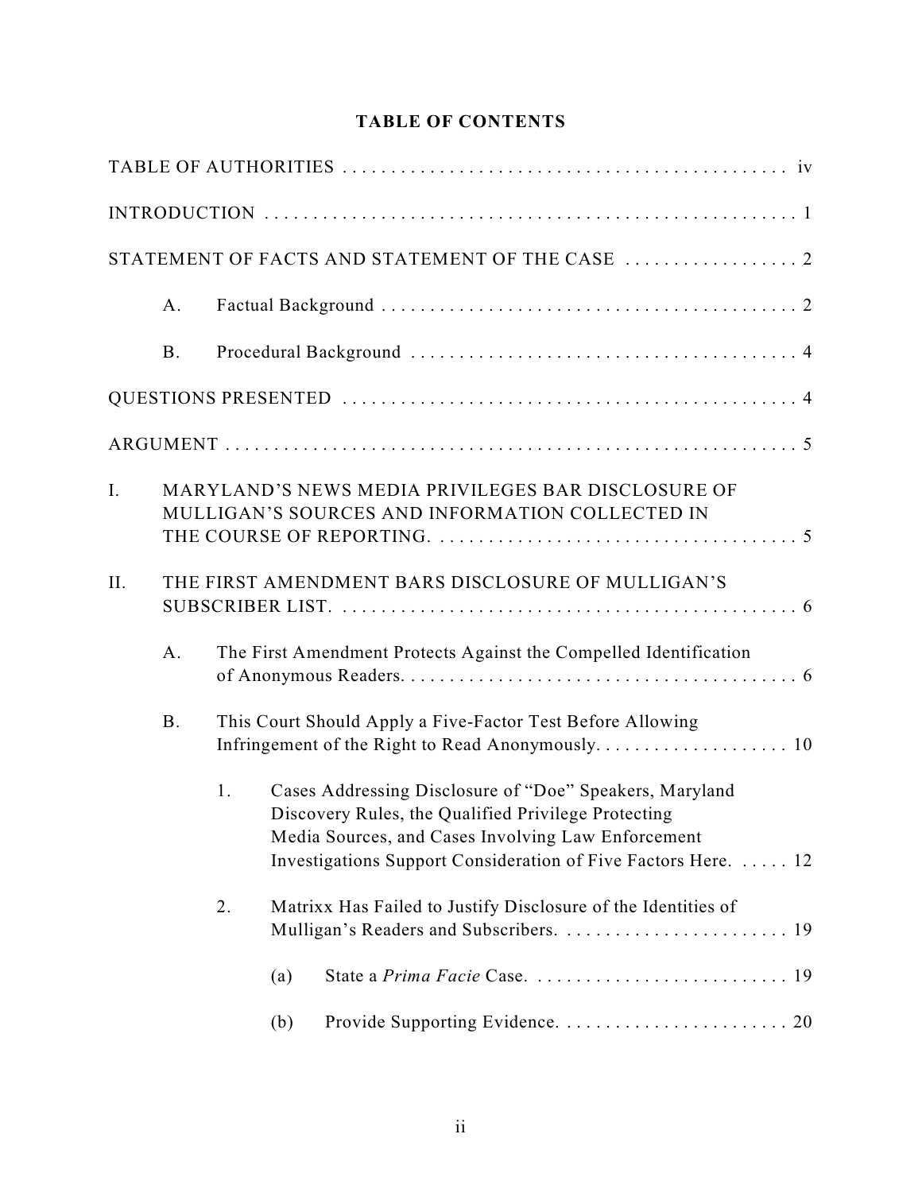## TABLE OF CONTENTS

TABLE OF AUTHORITIES . . . . . . . . . . . . . . . . . . . . . . . . . . . . . . . . . . . . . . . . . . . . . . iv

INTRODUCTION . . . . . . . . . . . . . . . . . . . . . . . . . . . . . . . . . . . . . . . . . . . . . . . . . . . . . . 1

STATEMENT OF FACTS AND STATEMENT OF THE CASE . . . . . . . . . . . . . . . . . . 2

- A. Factual Background . . . . . . . . . . . . . . . . . . . . . . . . . . . . . . . . . . . . . . . . . . . 2
- B. Procedural Background . . . . . . . . . . . . . . . . . . . . . . . . . . . . . . . . . . . . . . . . 4

QUESTIONS PRESENTED . . . . . . . . . . . . . . . . . . . . . . . . . . . . . . . . . . . . . . . . . . . . . . . 4

ARGUMENT . . . . . . . . . . . . . . . . . . . . . . . . . . . . . . . . . . . . . . . . . . . . . . . . . . . . . . . . . . 5

I. MARYLAND'S NEWS MEDIA PRIVILEGES BAR DISCLOSURE OF MULLIGAN'S SOURCES AND INFORMATION COLLECTED IN THE COURSE OF REPORTING. . . . . . . . . . . . . . . . . . . . . . . . . . . . . . . . . . . . . 5

II. THE FIRST AMENDMENT BARS DISCLOSURE OF MULLIGAN'S SUBSCRIBER LIST. . . . . . . . . . . . . . . . . . . . . . . . . . . . . . . . . . . . . . . . . . . . . . . . 6

- A. The First Amendment Protects Against the Compelled Identification of Anonymous Readers. . . . . . . . . . . . . . . . . . . . . . . . . . . . . . . . . . . . . . . . 6
- B. This Court Should Apply a Five-Factor Test Before Allowing Infringement of the Right to Read Anonymously. . . . . . . . . . . . . . . . . . . . 10
  - 1. Cases Addressing Disclosure of "Doe" Speakers, Maryland Discovery Rules, the Qualified Privilege Protecting Media Sources, and Cases Involving Law Enforcement Investigations Support Consideration of Five Factors Here. . . . . . 12
  - 2. Matrixx Has Failed to Justify Disclosure of the Identities of Mulligan's Readers and Subscribers. . . . . . . . . . . . . . . . . . . . . . . . 19
    - (a) State a *Prima Facie* Case. . . . . . . . . . . . . . . . . . . . . . . . . . . 19
    - (b) Provide Supporting Evidence. . . . . . . . . . . . . . . . . . . . . . . . 20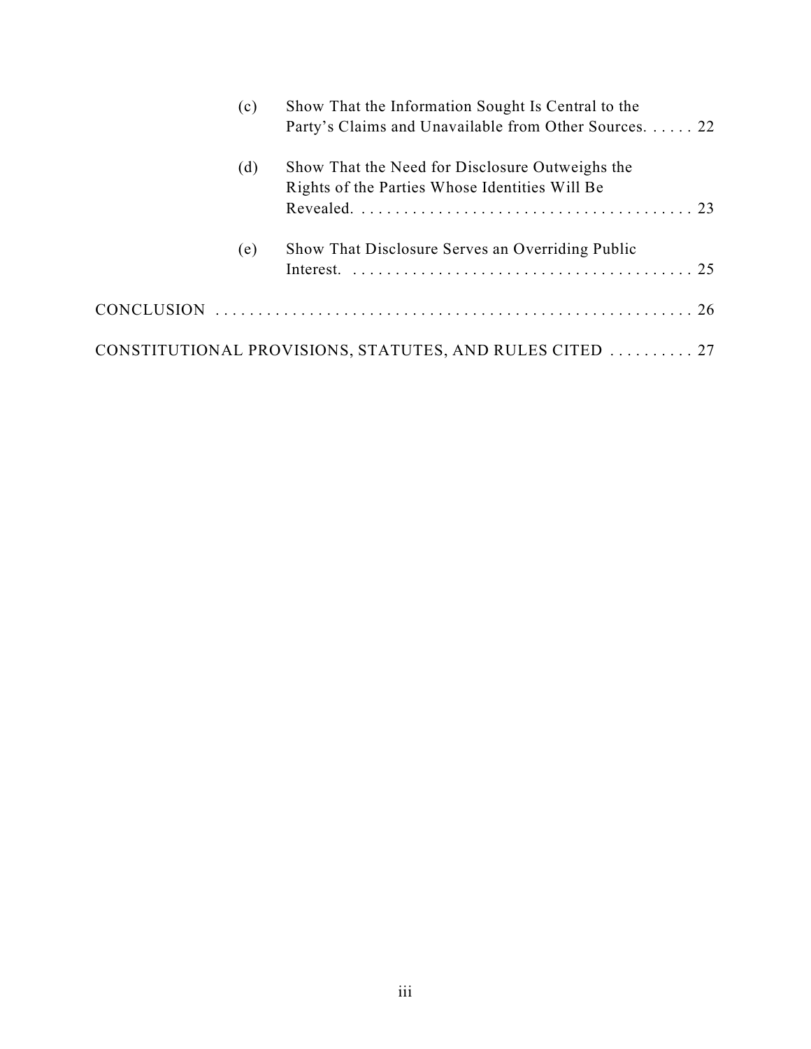(c) Show That the Information Sought Is Central to the Party's Claims and Unavailable from Other Sources. . . . . . 22

(d) Show That the Need for Disclosure Outweighs the Rights of the Parties Whose Identities Will Be Revealed. . . . . . . . . . . . . . . . . . . . . . . . . . . . . . . . . . . . . . . . 23

(e) Show That Disclosure Serves an Overriding Public Interest. . . . . . . . . . . . . . . . . . . . . . . . . . . . . . . . . . . . . . . . 25

CONCLUSION . . . . . . . . . . . . . . . . . . . . . . . . . . . . . . . . . . . . . . . . . . . . . . . . . . . . . . . . 26

CONSTITUTIONAL PROVISIONS, STATUTES, AND RULES CITED . . . . . . . . . . 27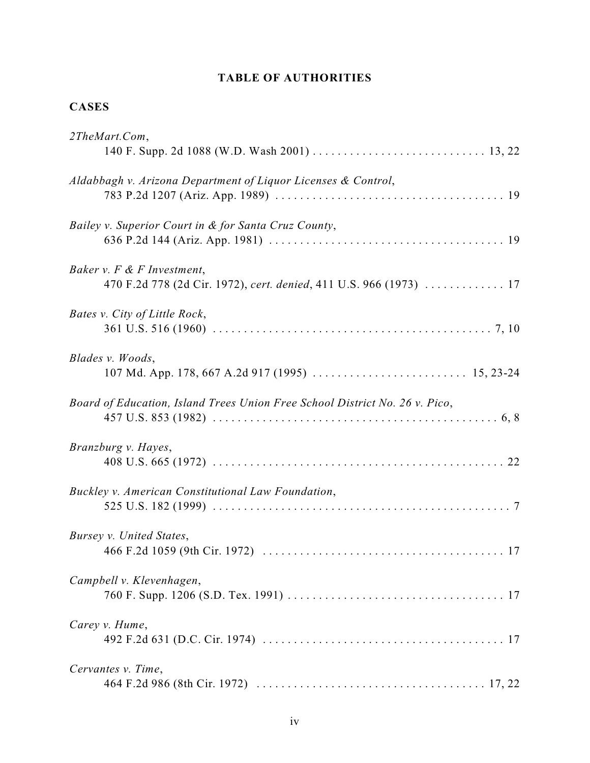# TABLE OF AUTHORITIES

## CASES

*2TheMart.Com*,
140 F. Supp. 2d 1088 (W.D. Wash 2001) . . . . . . . . . . . . . . . . . . . . . . . . . . . . 13, 22

*Aldabbagh v. Arizona Department of Liquor Licenses & Control*,
783 P.2d 1207 (Ariz. App. 1989) . . . . . . . . . . . . . . . . . . . . . . . . . . . . . . . . . . . . 19

*Bailey v. Superior Court in & for Santa Cruz County*,
636 P.2d 144 (Ariz. App. 1981) . . . . . . . . . . . . . . . . . . . . . . . . . . . . . . . . . . . . . 19

*Baker v. F & F Investment*,
470 F.2d 778 (2d Cir. 1972), *cert. denied*, 411 U.S. 966 (1973) . . . . . . . . . . . . . 17

*Bates v. City of Little Rock*,
361 U.S. 516 (1960) . . . . . . . . . . . . . . . . . . . . . . . . . . . . . . . . . . . . . . . . . . . . 7, 10

*Blades v. Woods*,
107 Md. App. 178, 667 A.2d 917 (1995) . . . . . . . . . . . . . . . . . . . . . . . . . 15, 23-24

*Board of Education, Island Trees Union Free School District No. 26 v. Pico*,
457 U.S. 853 (1982) . . . . . . . . . . . . . . . . . . . . . . . . . . . . . . . . . . . . . . . . . . . . . 6, 8

*Branzburg v. Hayes*,
408 U.S. 665 (1972) . . . . . . . . . . . . . . . . . . . . . . . . . . . . . . . . . . . . . . . . . . . . . . 22

*Buckley v. American Constitutional Law Foundation*,
525 U.S. 182 (1999) . . . . . . . . . . . . . . . . . . . . . . . . . . . . . . . . . . . . . . . . . . . . . . . 7

*Bursey v. United States*,
466 F.2d 1059 (9th Cir. 1972) . . . . . . . . . . . . . . . . . . . . . . . . . . . . . . . . . . . . . . 17

*Campbell v. Klevenhagen*,
760 F. Supp. 1206 (S.D. Tex. 1991) . . . . . . . . . . . . . . . . . . . . . . . . . . . . . . . . . . . 17

*Carey v. Hume*,
492 F.2d 631 (D.C. Cir. 1974) . . . . . . . . . . . . . . . . . . . . . . . . . . . . . . . . . . . . . . 17

*Cervantes v. Time*,
464 F.2d 986 (8th Cir. 1972) . . . . . . . . . . . . . . . . . . . . . . . . . . . . . . . . . . . . 17, 22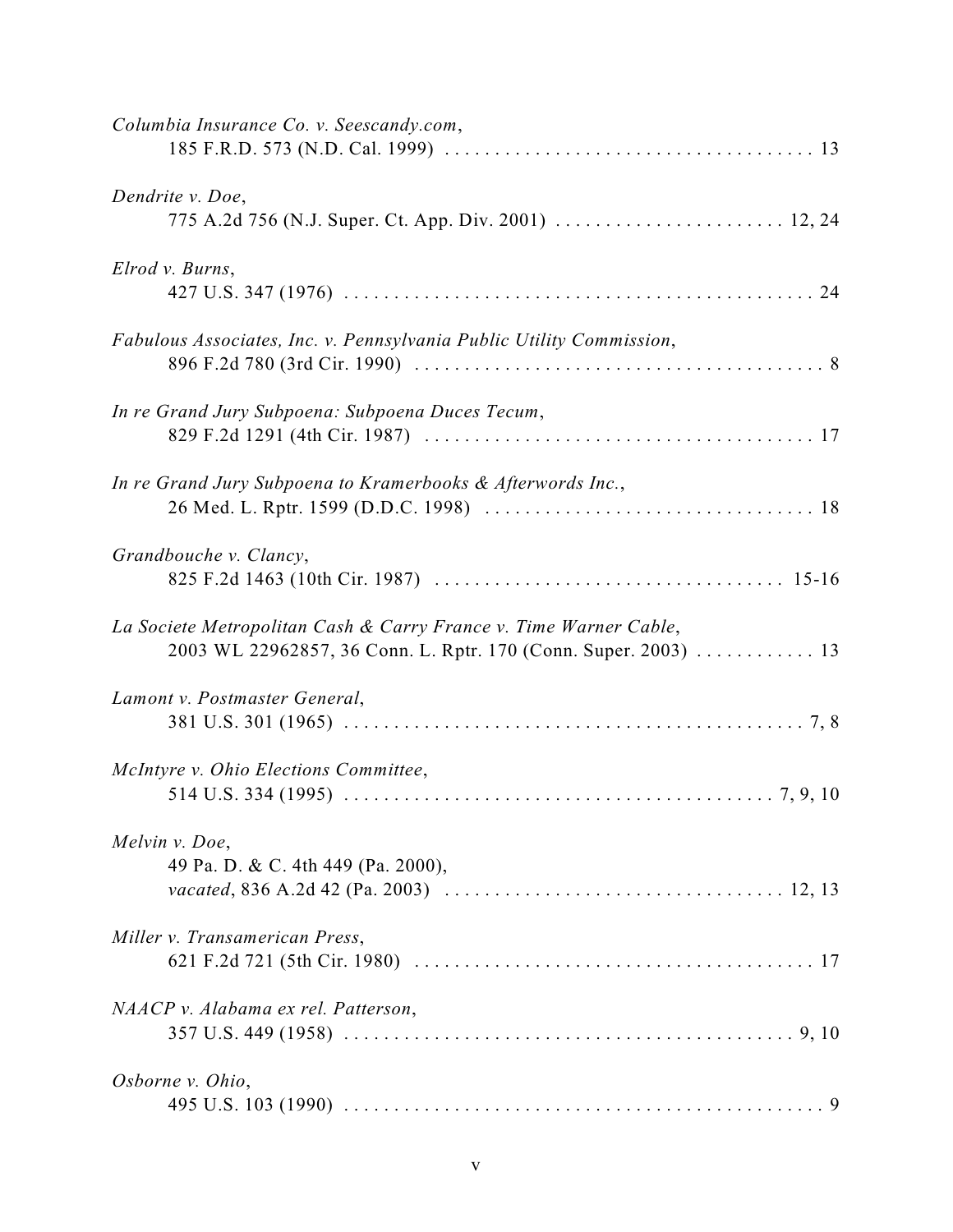*Columbia Insurance Co. v. Seescandy.com*,
185 F.R.D. 573 (N.D. Cal. 1999) . . . . . . . . . . . . . . . . . . . . . . . . . . . . . . . . . . . . . 13

*Dendrite v. Doe*,
775 A.2d 756 (N.J. Super. Ct. App. Div. 2001) . . . . . . . . . . . . . . . . . . . . . . . 12, 24

*Elrod v. Burns*,
427 U.S. 347 (1976) . . . . . . . . . . . . . . . . . . . . . . . . . . . . . . . . . . . . . . . . . . . . . . . 24

*Fabulous Associates, Inc. v. Pennsylvania Public Utility Commission*,
896 F.2d 780 (3rd Cir. 1990) . . . . . . . . . . . . . . . . . . . . . . . . . . . . . . . . . . . . . . . . . 8

*In re Grand Jury Subpoena: Subpoena Duces Tecum*,
829 F.2d 1291 (4th Cir. 1987) . . . . . . . . . . . . . . . . . . . . . . . . . . . . . . . . . . . . . . . 17

*In re Grand Jury Subpoena to Kramerbooks & Afterwords Inc.*,
26 Med. L. Rptr. 1599 (D.D.C. 1998) . . . . . . . . . . . . . . . . . . . . . . . . . . . . . . . . . 18

*Grandbouche v. Clancy*,
825 F.2d 1463 (10th Cir. 1987) . . . . . . . . . . . . . . . . . . . . . . . . . . . . . . . . . . . 15-16

*La Societe Metropolitan Cash & Carry France v. Time Warner Cable*,
2003 WL 22962857, 36 Conn. L. Rptr. 170 (Conn. Super. 2003) . . . . . . . . . . . . 13

*Lamont v. Postmaster General*,
381 U.S. 301 (1965) . . . . . . . . . . . . . . . . . . . . . . . . . . . . . . . . . . . . . . . . . . . . . . 7, 8

*McIntyre v. Ohio Elections Committee*,
514 U.S. 334 (1995) . . . . . . . . . . . . . . . . . . . . . . . . . . . . . . . . . . . . . . . . . . . 7, 9, 10

*Melvin v. Doe*,
49 Pa. D. & C. 4th 449 (Pa. 2000),
*vacated*, 836 A.2d 42 (Pa. 2003) . . . . . . . . . . . . . . . . . . . . . . . . . . . . . . . . . . 12, 13

*Miller v. Transamerican Press*,
621 F.2d 721 (5th Cir. 1980) . . . . . . . . . . . . . . . . . . . . . . . . . . . . . . . . . . . . . . . . 17

*NAACP v. Alabama ex rel. Patterson*,
357 U.S. 449 (1958) . . . . . . . . . . . . . . . . . . . . . . . . . . . . . . . . . . . . . . . . . . . . . 9, 10

*Osborne v. Ohio*,
495 U.S. 103 (1990) . . . . . . . . . . . . . . . . . . . . . . . . . . . . . . . . . . . . . . . . . . . . . . . . 9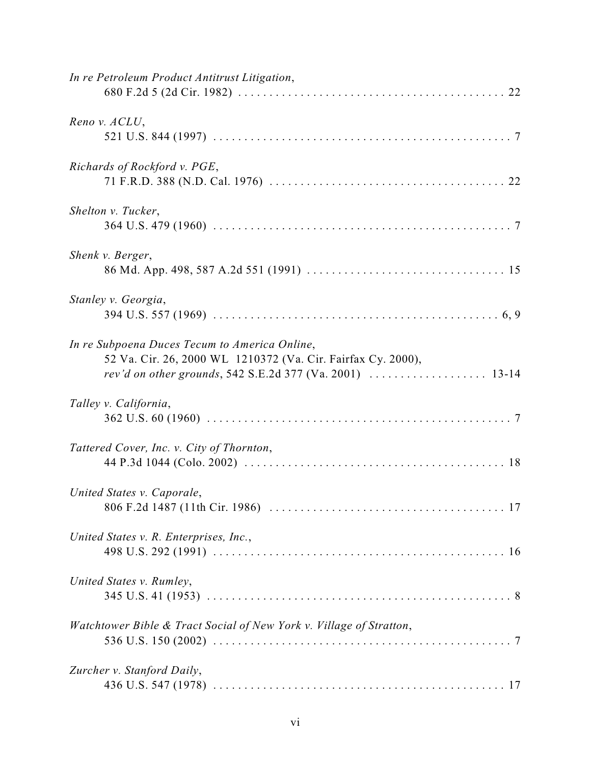*In re Petroleum Product Antitrust Litigation*,
680 F.2d 5 (2d Cir. 1982) . . . . . . . . . . . . . . . . . . . . . . . . . . . . . . . . . . . . . . . . . 22

*Reno v. ACLU*,
521 U.S. 844 (1997) . . . . . . . . . . . . . . . . . . . . . . . . . . . . . . . . . . . . . . . . . . . . . . . 7

*Richards of Rockford v. PGE*,
71 F.R.D. 388 (N.D. Cal. 1976) . . . . . . . . . . . . . . . . . . . . . . . . . . . . . . . . . . . . . 22

*Shelton v. Tucker*,
364 U.S. 479 (1960) . . . . . . . . . . . . . . . . . . . . . . . . . . . . . . . . . . . . . . . . . . . . . . . 7

*Shenk v. Berger*,
86 Md. App. 498, 587 A.2d 551 (1991) . . . . . . . . . . . . . . . . . . . . . . . . . . . . . . . 15

*Stanley v. Georgia*,
394 U.S. 557 (1969) . . . . . . . . . . . . . . . . . . . . . . . . . . . . . . . . . . . . . . . . . . . . . 6, 9

*In re Subpoena Duces Tecum to America Online*,
52 Va. Cir. 26, 2000 WL 1210372 (Va. Cir. Fairfax Cy. 2000),
*rev'd on other grounds*, 542 S.E.2d 377 (Va. 2001) . . . . . . . . . . . . . . . . . . . 13-14

*Talley v. California*,
362 U.S. 60 (1960) . . . . . . . . . . . . . . . . . . . . . . . . . . . . . . . . . . . . . . . . . . . . . . . . 7

*Tattered Cover, Inc. v. City of Thornton*,
44 P.3d 1044 (Colo. 2002) . . . . . . . . . . . . . . . . . . . . . . . . . . . . . . . . . . . . . . . . . 18

*United States v. Caporale*,
806 F.2d 1487 (11th Cir. 1986) . . . . . . . . . . . . . . . . . . . . . . . . . . . . . . . . . . . . . 17

*United States v. R. Enterprises, Inc.*,
498 U.S. 292 (1991) . . . . . . . . . . . . . . . . . . . . . . . . . . . . . . . . . . . . . . . . . . . . . . 16

*United States v. Rumley*,
345 U.S. 41 (1953) . . . . . . . . . . . . . . . . . . . . . . . . . . . . . . . . . . . . . . . . . . . . . . . . 8

*Watchtower Bible & Tract Social of New York v. Village of Stratton*,
536 U.S. 150 (2002) . . . . . . . . . . . . . . . . . . . . . . . . . . . . . . . . . . . . . . . . . . . . . . . 7

*Zurcher v. Stanford Daily*,
436 U.S. 547 (1978) . . . . . . . . . . . . . . . . . . . . . . . . . . . . . . . . . . . . . . . . . . . . . . 17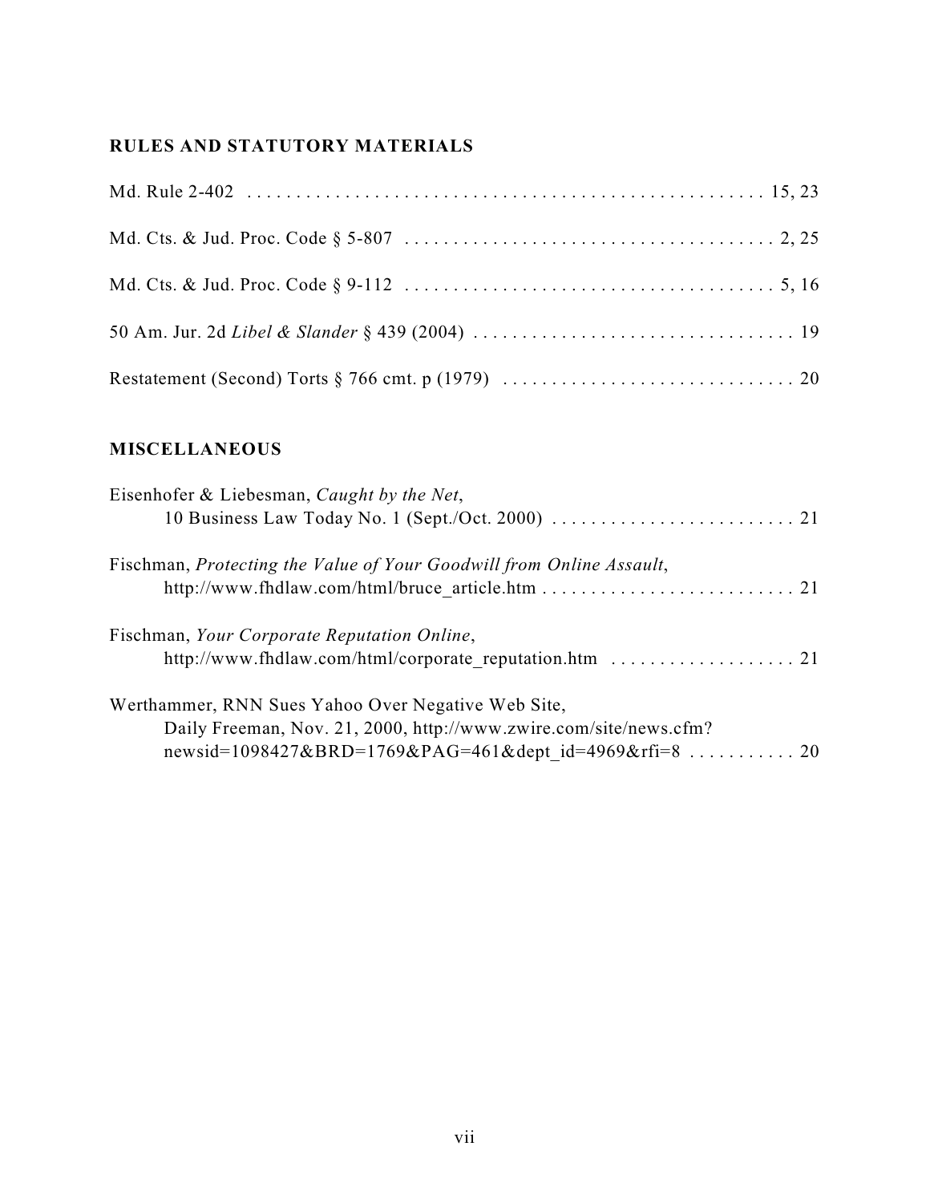## RULES AND STATUTORY MATERIALS

Md. Rule 2-402 . . . . . . . . . . . . . . . . . . . . . . . . . . . . . . . . . . . . . . . . . . . . . . . . . . . . 15, 23

Md. Cts. & Jud. Proc. Code § 5-807 . . . . . . . . . . . . . . . . . . . . . . . . . . . . . . . . . . . . . . 2, 25

Md. Cts. & Jud. Proc. Code § 9-112 . . . . . . . . . . . . . . . . . . . . . . . . . . . . . . . . . . . . . . 5, 16

50 Am. Jur. 2d *Libel & Slander* § 439 (2004) . . . . . . . . . . . . . . . . . . . . . . . . . . . . . . . . . 19

Restatement (Second) Torts § 766 cmt. p (1979) . . . . . . . . . . . . . . . . . . . . . . . . . . . . . . 20

## MISCELLANEOUS

Eisenhofer & Liebesman, *Caught by the Net*,
10 Business Law Today No. 1 (Sept./Oct. 2000) . . . . . . . . . . . . . . . . . . . . . . . . . 21

Fischman, *Protecting the Value of Your Goodwill from Online Assault*,
http://www.fhdlaw.com/html/bruce_article.htm . . . . . . . . . . . . . . . . . . . . . . . . . . 21

Fischman, *Your Corporate Reputation Online*,
http://www.fhdlaw.com/html/corporate_reputation.htm . . . . . . . . . . . . . . . . . . . 21

Werthammer, RNN Sues Yahoo Over Negative Web Site,
Daily Freeman, Nov. 21, 2000, http://www.zwire.com/site/news.cfm?
newsid=1098427&BRD=1769&PAG=461&dept_id=4969&rfi=8 . . . . . . . . . . . 20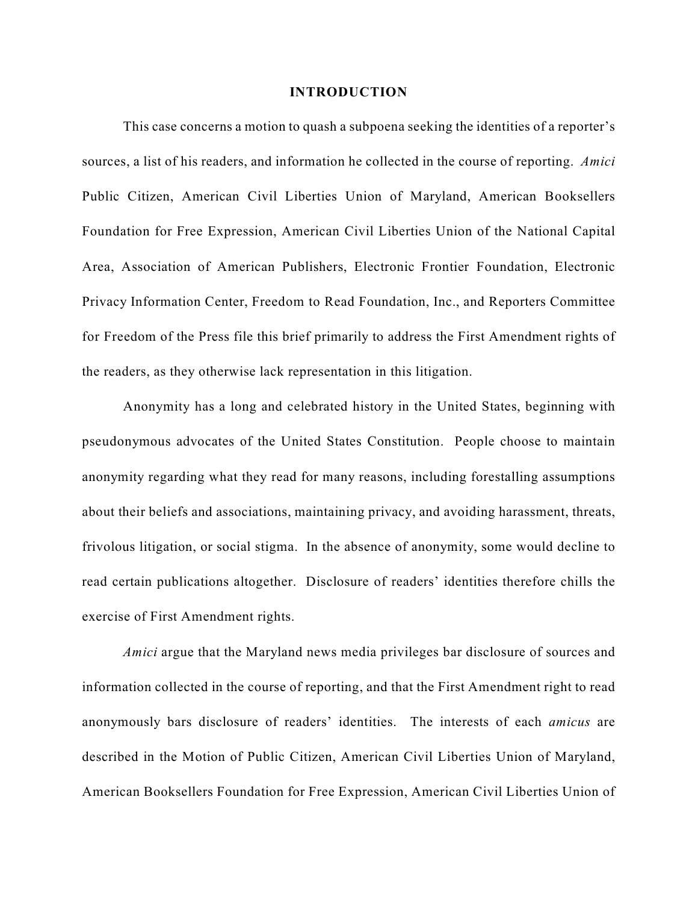## INTRODUCTION

This case concerns a motion to quash a subpoena seeking the identities of a reporter's sources, a list of his readers, and information he collected in the course of reporting. *Amici* Public Citizen, American Civil Liberties Union of Maryland, American Booksellers Foundation for Free Expression, American Civil Liberties Union of the National Capital Area, Association of American Publishers, Electronic Frontier Foundation, Electronic Privacy Information Center, Freedom to Read Foundation, Inc., and Reporters Committee for Freedom of the Press file this brief primarily to address the First Amendment rights of the readers, as they otherwise lack representation in this litigation.

Anonymity has a long and celebrated history in the United States, beginning with pseudonymous advocates of the United States Constitution. People choose to maintain anonymity regarding what they read for many reasons, including forestalling assumptions about their beliefs and associations, maintaining privacy, and avoiding harassment, threats, frivolous litigation, or social stigma. In the absence of anonymity, some would decline to read certain publications altogether. Disclosure of readers' identities therefore chills the exercise of First Amendment rights.

*Amici* argue that the Maryland news media privileges bar disclosure of sources and information collected in the course of reporting, and that the First Amendment right to read anonymously bars disclosure of readers' identities. The interests of each *amicus* are described in the Motion of Public Citizen, American Civil Liberties Union of Maryland, American Booksellers Foundation for Free Expression, American Civil Liberties Union of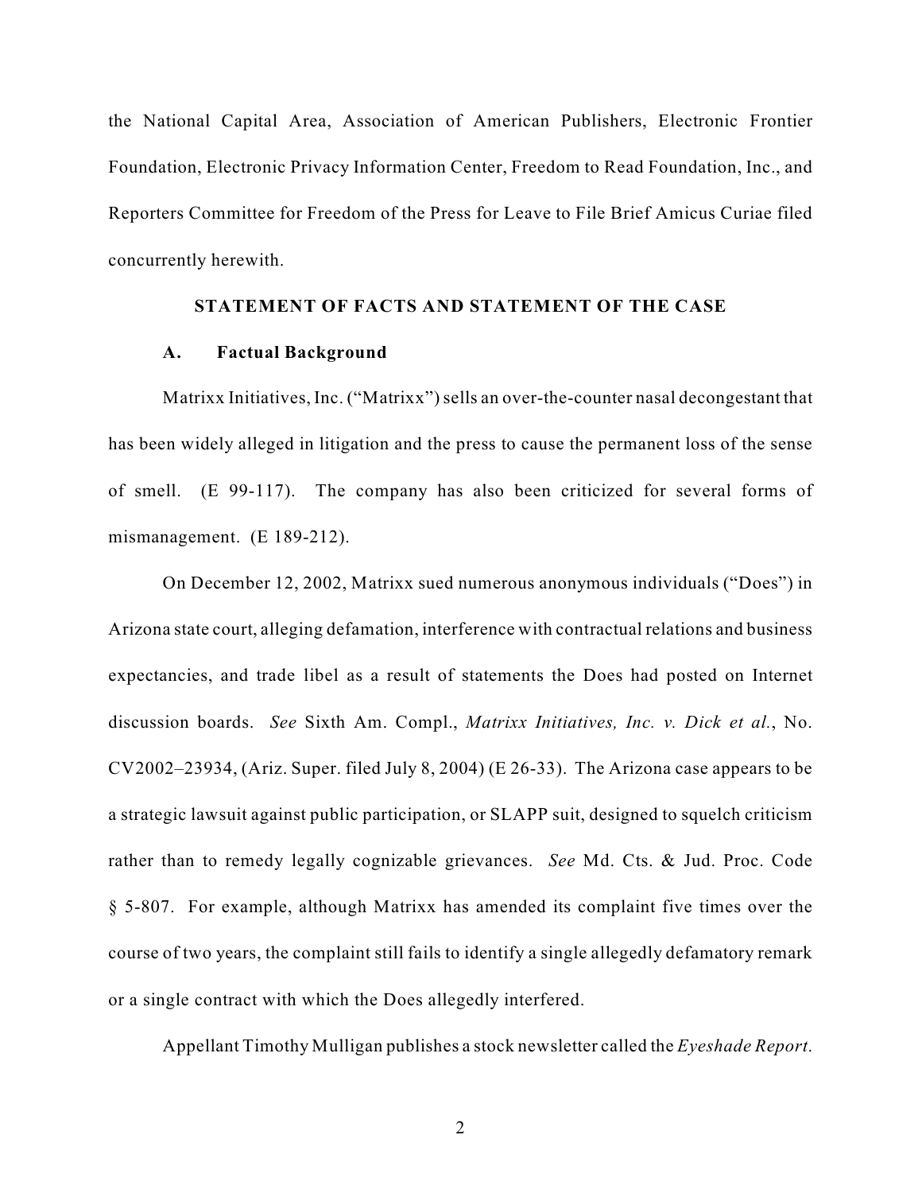the National Capital Area, Association of American Publishers, Electronic Frontier Foundation, Electronic Privacy Information Center, Freedom to Read Foundation, Inc., and Reporters Committee for Freedom of the Press for Leave to File Brief Amicus Curiae filed concurrently herewith.

## STATEMENT OF FACTS AND STATEMENT OF THE CASE

### A. Factual Background

Matrixx Initiatives, Inc. ("Matrixx") sells an over-the-counter nasal decongestant that has been widely alleged in litigation and the press to cause the permanent loss of the sense of smell. (E 99-117). The company has also been criticized for several forms of mismanagement. (E 189-212).

On December 12, 2002, Matrixx sued numerous anonymous individuals ("Does") in Arizona state court, alleging defamation, interference with contractual relations and business expectancies, and trade libel as a result of statements the Does had posted on Internet discussion boards. *See* Sixth Am. Compl., *Matrixx Initiatives, Inc. v. Dick et al.*, No. CV2002–23934, (Ariz. Super. filed July 8, 2004) (E 26-33). The Arizona case appears to be a strategic lawsuit against public participation, or SLAPP suit, designed to squelch criticism rather than to remedy legally cognizable grievances. *See* Md. Cts. & Jud. Proc. Code § 5-807. For example, although Matrixx has amended its complaint five times over the course of two years, the complaint still fails to identify a single allegedly defamatory remark or a single contract with which the Does allegedly interfered.

Appellant Timothy Mulligan publishes a stock newsletter called the *Eyeshade Report*.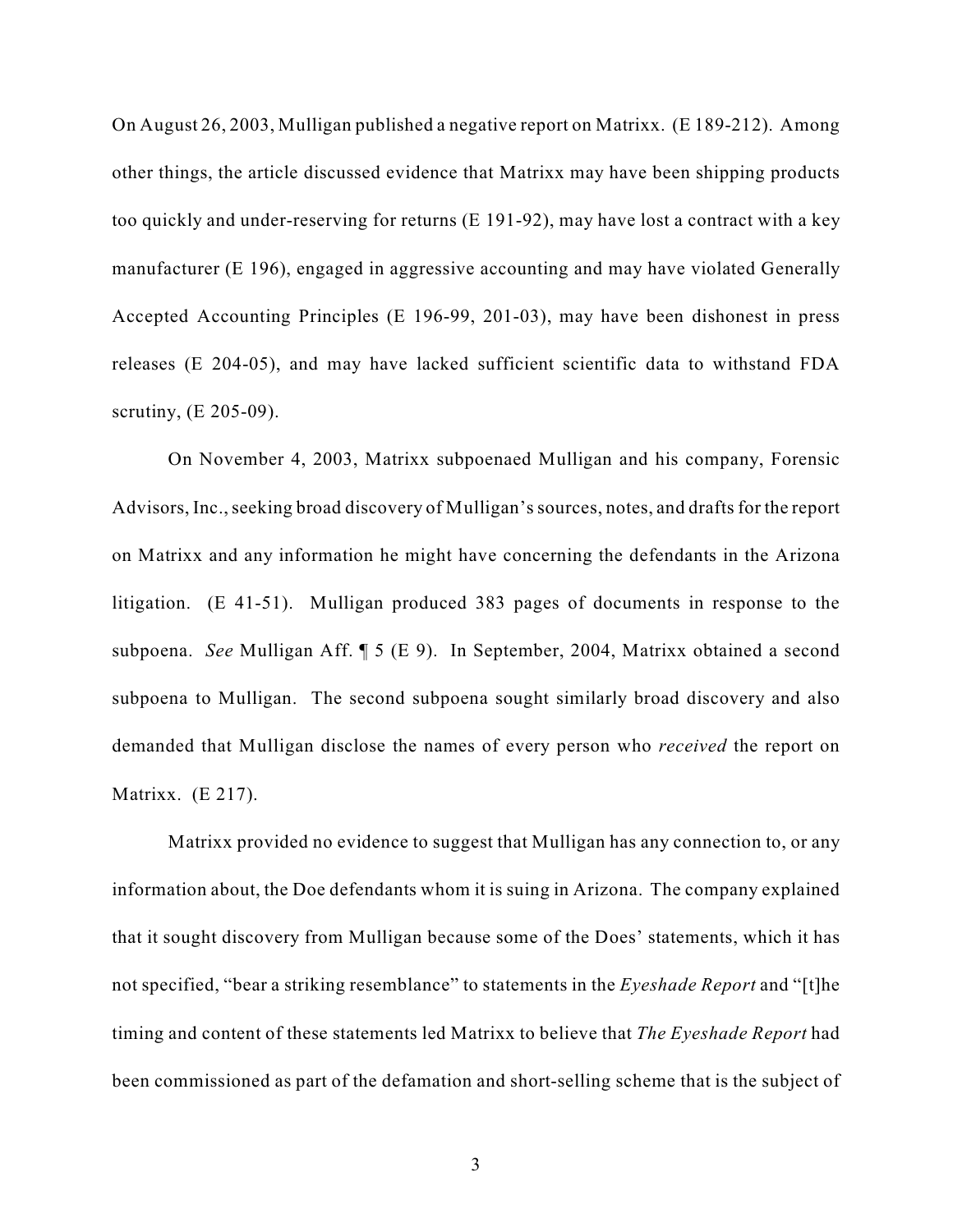On August 26, 2003, Mulligan published a negative report on Matrixx. (E 189-212). Among other things, the article discussed evidence that Matrixx may have been shipping products too quickly and under-reserving for returns (E 191-92), may have lost a contract with a key manufacturer (E 196), engaged in aggressive accounting and may have violated Generally Accepted Accounting Principles (E 196-99, 201-03), may have been dishonest in press releases (E 204-05), and may have lacked sufficient scientific data to withstand FDA scrutiny, (E 205-09).

On November 4, 2003, Matrixx subpoenaed Mulligan and his company, Forensic Advisors, Inc., seeking broad discovery of Mulligan's sources, notes, and drafts for the report on Matrixx and any information he might have concerning the defendants in the Arizona litigation. (E 41-51). Mulligan produced 383 pages of documents in response to the subpoena. *See* Mulligan Aff. ¶ 5 (E 9). In September, 2004, Matrixx obtained a second subpoena to Mulligan. The second subpoena sought similarly broad discovery and also demanded that Mulligan disclose the names of every person who *received* the report on Matrixx. (E 217).

Matrixx provided no evidence to suggest that Mulligan has any connection to, or any information about, the Doe defendants whom it is suing in Arizona. The company explained that it sought discovery from Mulligan because some of the Does' statements, which it has not specified, "bear a striking resemblance" to statements in the *Eyeshade Report* and "[t]he timing and content of these statements led Matrixx to believe that *The Eyeshade Report* had been commissioned as part of the defamation and short-selling scheme that is the subject of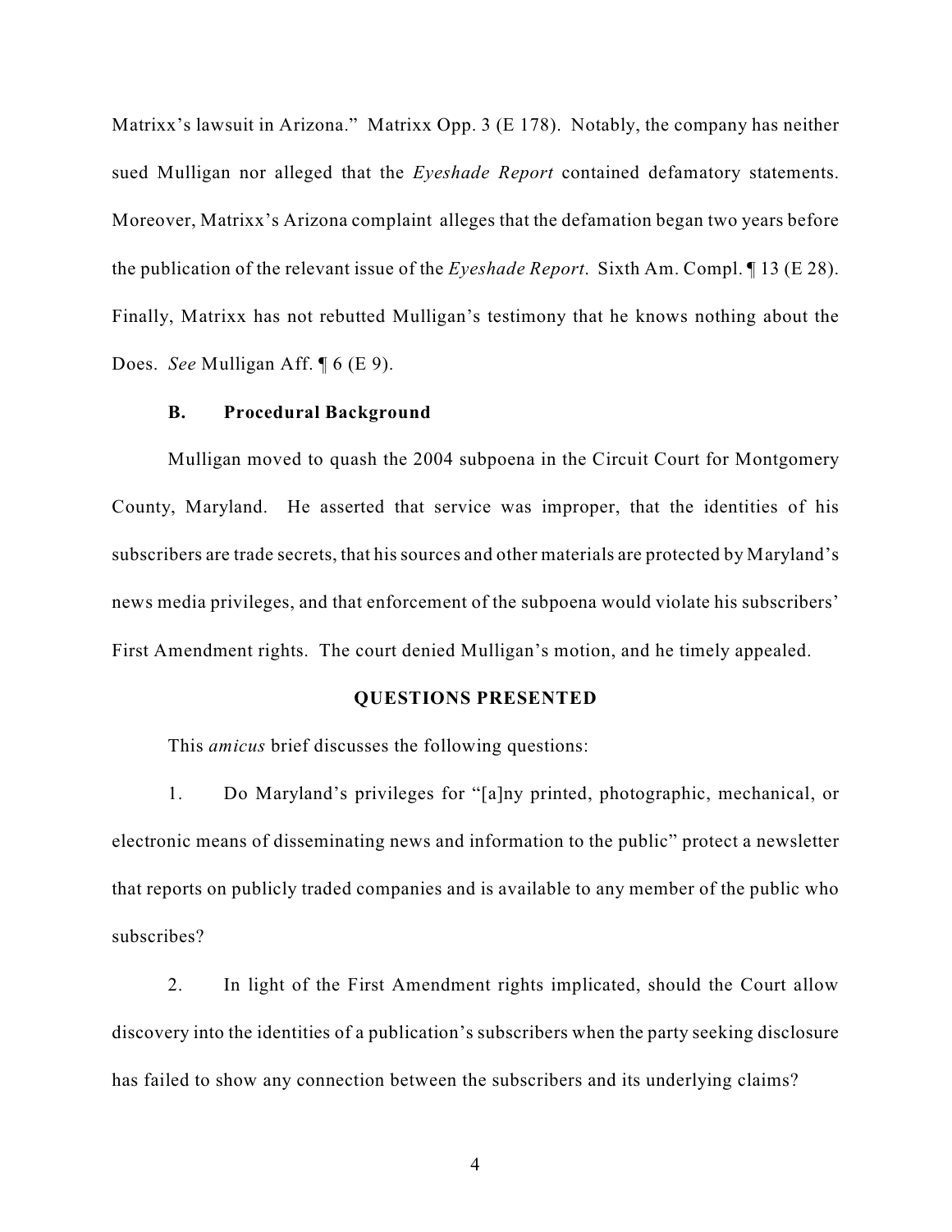Matrixx's lawsuit in Arizona." Matrixx Opp. 3 (E 178). Notably, the company has neither sued Mulligan nor alleged that the *Eyeshade Report* contained defamatory statements. Moreover, Matrixx's Arizona complaint alleges that the defamation began two years before the publication of the relevant issue of the *Eyeshade Report*. Sixth Am. Compl. ¶ 13 (E 28). Finally, Matrixx has not rebutted Mulligan's testimony that he knows nothing about the Does. *See* Mulligan Aff. ¶ 6 (E 9).

### B. Procedural Background

Mulligan moved to quash the 2004 subpoena in the Circuit Court for Montgomery County, Maryland. He asserted that service was improper, that the identities of his subscribers are trade secrets, that his sources and other materials are protected by Maryland's news media privileges, and that enforcement of the subpoena would violate his subscribers' First Amendment rights. The court denied Mulligan's motion, and he timely appealed.

## QUESTIONS PRESENTED

This *amicus* brief discusses the following questions:

1. Do Maryland's privileges for "[a]ny printed, photographic, mechanical, or electronic means of disseminating news and information to the public" protect a newsletter that reports on publicly traded companies and is available to any member of the public who subscribes?

2. In light of the First Amendment rights implicated, should the Court allow discovery into the identities of a publication's subscribers when the party seeking disclosure has failed to show any connection between the subscribers and its underlying claims?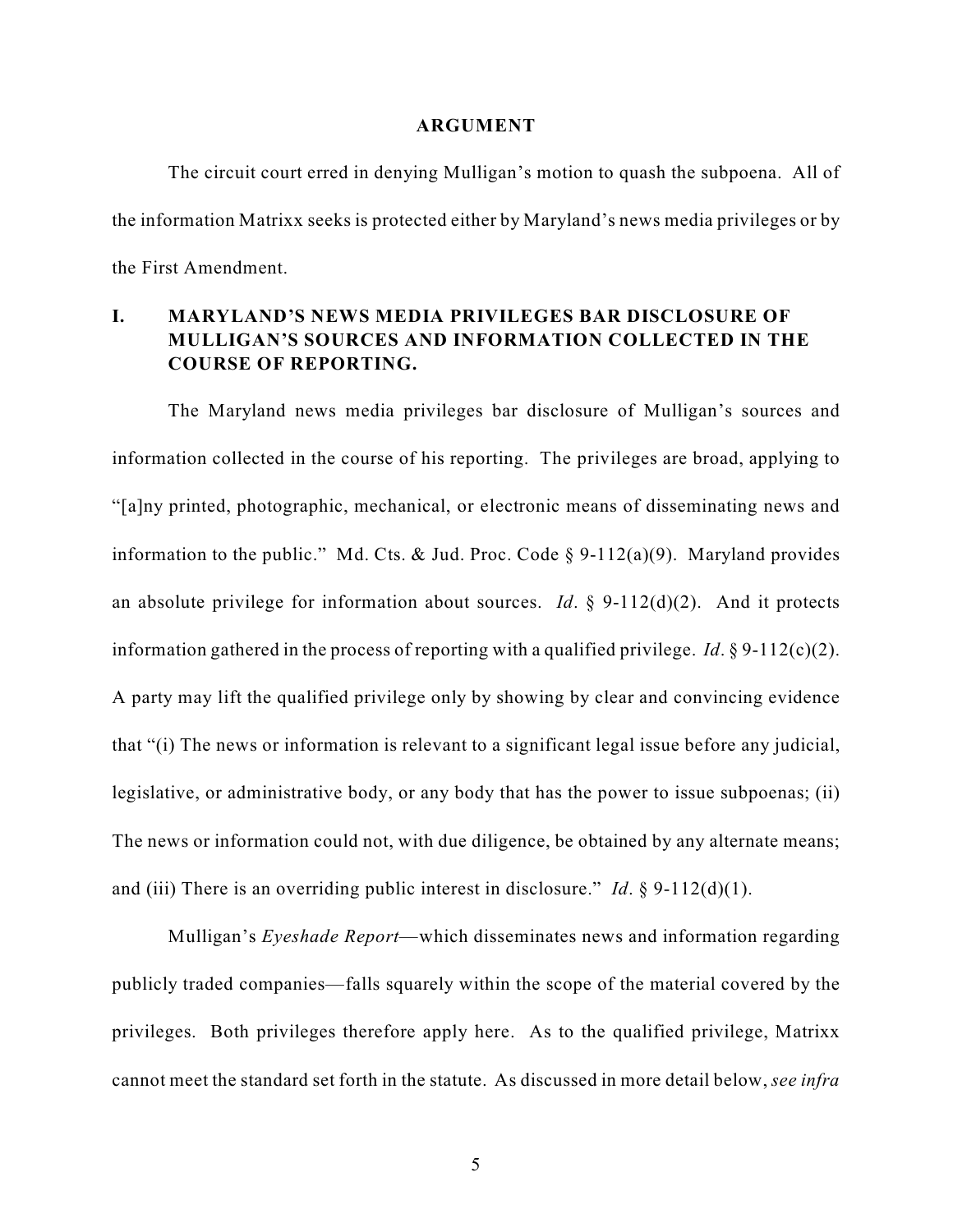## ARGUMENT

The circuit court erred in denying Mulligan's motion to quash the subpoena. All of the information Matrixx seeks is protected either by Maryland's news media privileges or by the First Amendment.

### I. MARYLAND'S NEWS MEDIA PRIVILEGES BAR DISCLOSURE OF MULLIGAN'S SOURCES AND INFORMATION COLLECTED IN THE COURSE OF REPORTING.

The Maryland news media privileges bar disclosure of Mulligan's sources and information collected in the course of his reporting. The privileges are broad, applying to "[a]ny printed, photographic, mechanical, or electronic means of disseminating news and information to the public." Md. Cts. & Jud. Proc. Code § 9-112(a)(9). Maryland provides an absolute privilege for information about sources. *Id*. § 9-112(d)(2). And it protects information gathered in the process of reporting with a qualified privilege. *Id*. § 9-112(c)(2). A party may lift the qualified privilege only by showing by clear and convincing evidence that "(i) The news or information is relevant to a significant legal issue before any judicial, legislative, or administrative body, or any body that has the power to issue subpoenas; (ii) The news or information could not, with due diligence, be obtained by any alternate means; and (iii) There is an overriding public interest in disclosure." *Id*. § 9-112(d)(1).

Mulligan's *Eyeshade Report*—which disseminates news and information regarding publicly traded companies—falls squarely within the scope of the material covered by the privileges. Both privileges therefore apply here. As to the qualified privilege, Matrixx cannot meet the standard set forth in the statute. As discussed in more detail below, *see infra*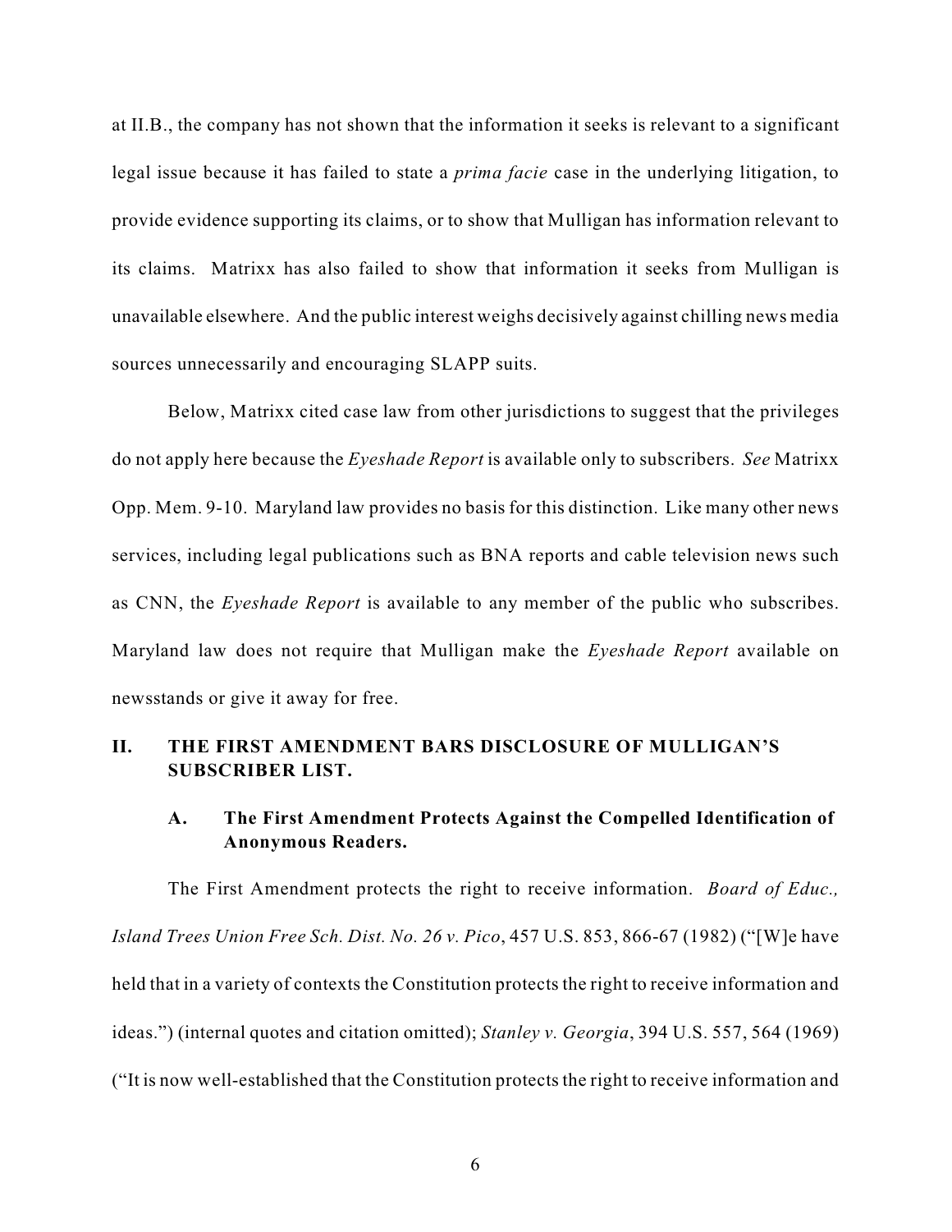at II.B., the company has not shown that the information it seeks is relevant to a significant legal issue because it has failed to state a *prima facie* case in the underlying litigation, to provide evidence supporting its claims, or to show that Mulligan has information relevant to its claims. Matrixx has also failed to show that information it seeks from Mulligan is unavailable elsewhere. And the public interest weighs decisively against chilling news media sources unnecessarily and encouraging SLAPP suits.

Below, Matrixx cited case law from other jurisdictions to suggest that the privileges do not apply here because the *Eyeshade Report* is available only to subscribers. *See* Matrixx Opp. Mem. 9-10. Maryland law provides no basis for this distinction. Like many other news services, including legal publications such as BNA reports and cable television news such as CNN, the *Eyeshade Report* is available to any member of the public who subscribes. Maryland law does not require that Mulligan make the *Eyeshade Report* available on newsstands or give it away for free.

## II. THE FIRST AMENDMENT BARS DISCLOSURE OF MULLIGAN'S SUBSCRIBER LIST.

### A. The First Amendment Protects Against the Compelled Identification of Anonymous Readers.

The First Amendment protects the right to receive information. *Board of Educ., Island Trees Union Free Sch. Dist. No. 26 v. Pico*, 457 U.S. 853, 866-67 (1982) ("[W]e have held that in a variety of contexts the Constitution protects the right to receive information and ideas.") (internal quotes and citation omitted); *Stanley v. Georgia*, 394 U.S. 557, 564 (1969) ("It is now well-established that the Constitution protects the right to receive information and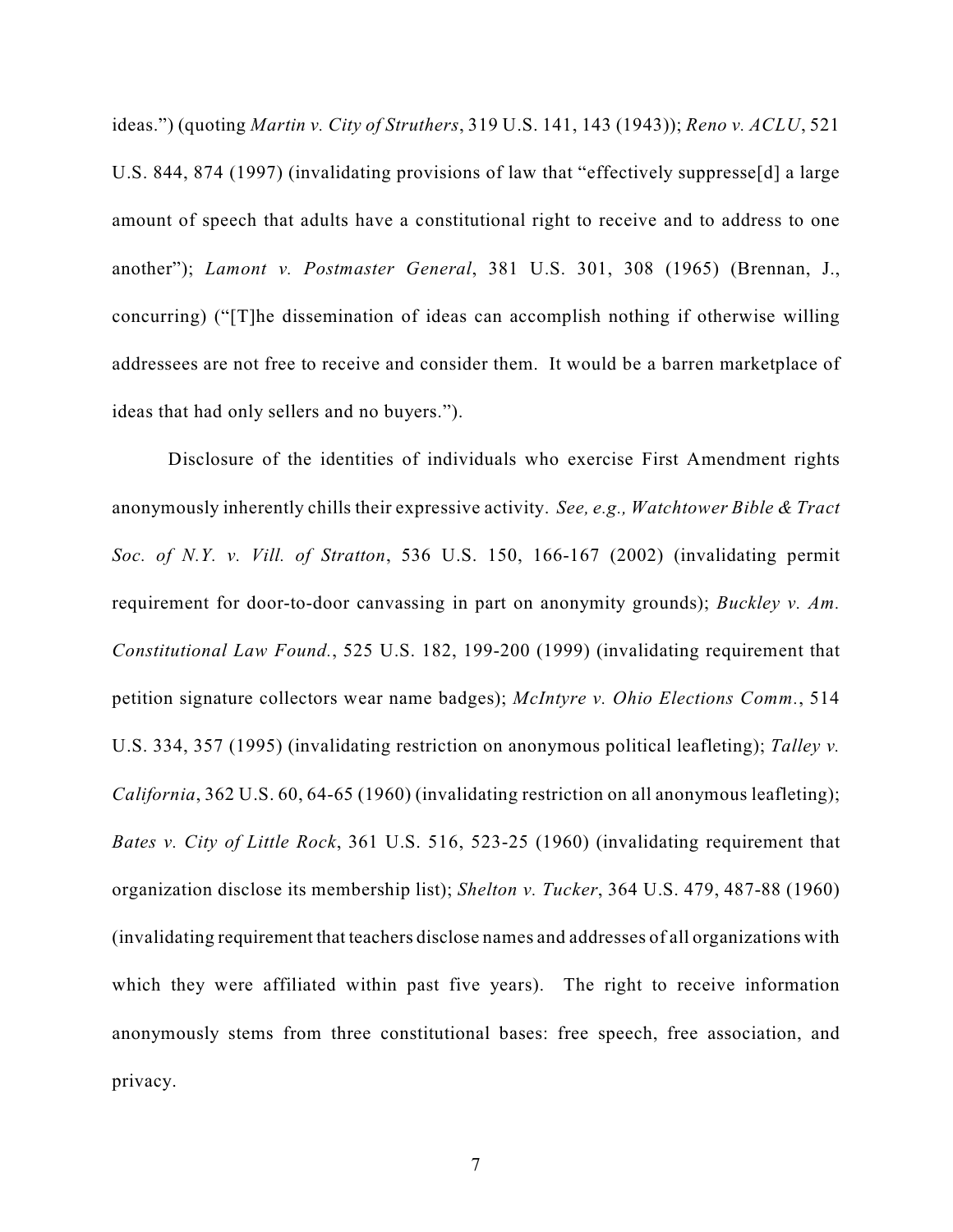ideas.") (quoting *Martin v. City of Struthers*, 319 U.S. 141, 143 (1943)); *Reno v. ACLU*, 521 U.S. 844, 874 (1997) (invalidating provisions of law that "effectively suppresse[d] a large amount of speech that adults have a constitutional right to receive and to address to one another"); *Lamont v. Postmaster General*, 381 U.S. 301, 308 (1965) (Brennan, J., concurring) ("[T]he dissemination of ideas can accomplish nothing if otherwise willing addressees are not free to receive and consider them. It would be a barren marketplace of ideas that had only sellers and no buyers.").

Disclosure of the identities of individuals who exercise First Amendment rights anonymously inherently chills their expressive activity. *See, e.g., Watchtower Bible & Tract Soc. of N.Y. v. Vill. of Stratton*, 536 U.S. 150, 166-167 (2002) (invalidating permit requirement for door-to-door canvassing in part on anonymity grounds); *Buckley v. Am. Constitutional Law Found.*, 525 U.S. 182, 199-200 (1999) (invalidating requirement that petition signature collectors wear name badges); *McIntyre v. Ohio Elections Comm.*, 514 U.S. 334, 357 (1995) (invalidating restriction on anonymous political leafleting); *Talley v. California*, 362 U.S. 60, 64-65 (1960) (invalidating restriction on all anonymous leafleting); *Bates v. City of Little Rock*, 361 U.S. 516, 523-25 (1960) (invalidating requirement that organization disclose its membership list); *Shelton v. Tucker*, 364 U.S. 479, 487-88 (1960) (invalidating requirement that teachers disclose names and addresses of all organizations with which they were affiliated within past five years). The right to receive information anonymously stems from three constitutional bases: free speech, free association, and privacy.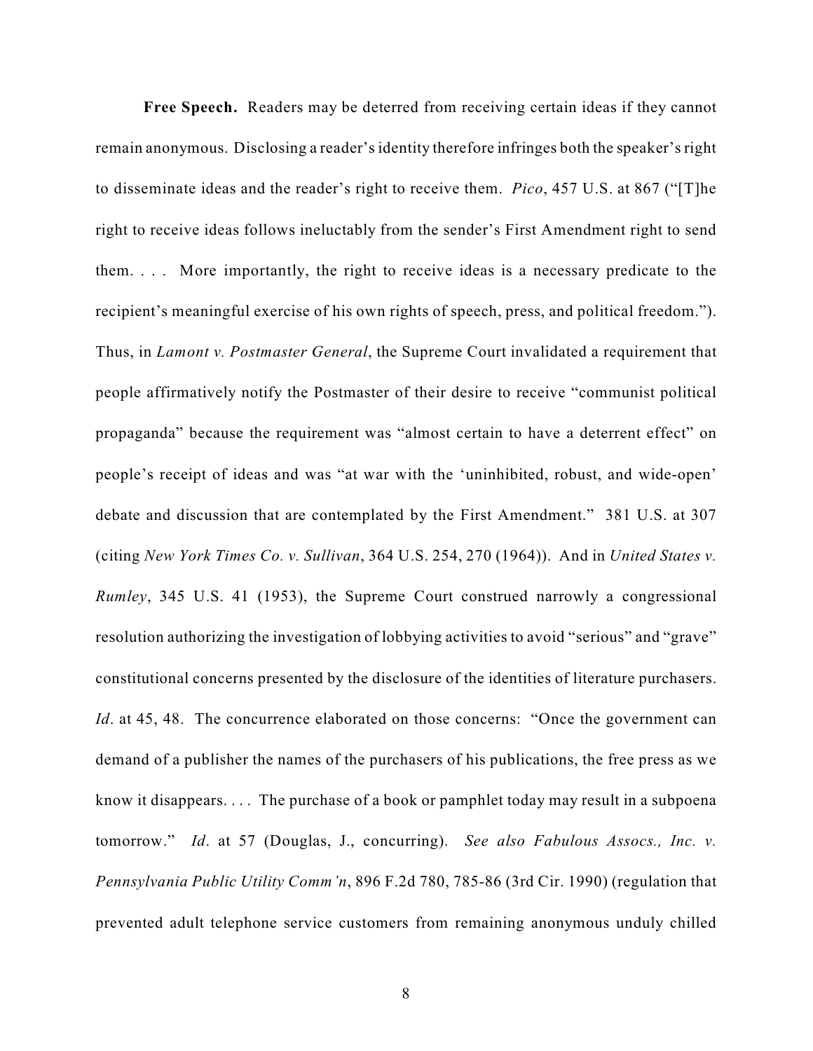**Free Speech.** Readers may be deterred from receiving certain ideas if they cannot remain anonymous. Disclosing a reader's identity therefore infringes both the speaker's right to disseminate ideas and the reader's right to receive them. *Pico*, 457 U.S. at 867 ("[T]he right to receive ideas follows ineluctably from the sender's First Amendment right to send them. . . . More importantly, the right to receive ideas is a necessary predicate to the recipient's meaningful exercise of his own rights of speech, press, and political freedom."). Thus, in *Lamont v. Postmaster General*, the Supreme Court invalidated a requirement that people affirmatively notify the Postmaster of their desire to receive "communist political propaganda" because the requirement was "almost certain to have a deterrent effect" on people's receipt of ideas and was "at war with the 'uninhibited, robust, and wide-open' debate and discussion that are contemplated by the First Amendment." 381 U.S. at 307 (citing *New York Times Co. v. Sullivan*, 364 U.S. 254, 270 (1964)). And in *United States v. Rumley*, 345 U.S. 41 (1953), the Supreme Court construed narrowly a congressional resolution authorizing the investigation of lobbying activities to avoid "serious" and "grave" constitutional concerns presented by the disclosure of the identities of literature purchasers. *Id*. at 45, 48. The concurrence elaborated on those concerns: "Once the government can demand of a publisher the names of the purchasers of his publications, the free press as we know it disappears. . . . The purchase of a book or pamphlet today may result in a subpoena tomorrow." *Id*. at 57 (Douglas, J., concurring). *See also Fabulous Assocs., Inc. v. Pennsylvania Public Utility Comm'n*, 896 F.2d 780, 785-86 (3rd Cir. 1990) (regulation that prevented adult telephone service customers from remaining anonymous unduly chilled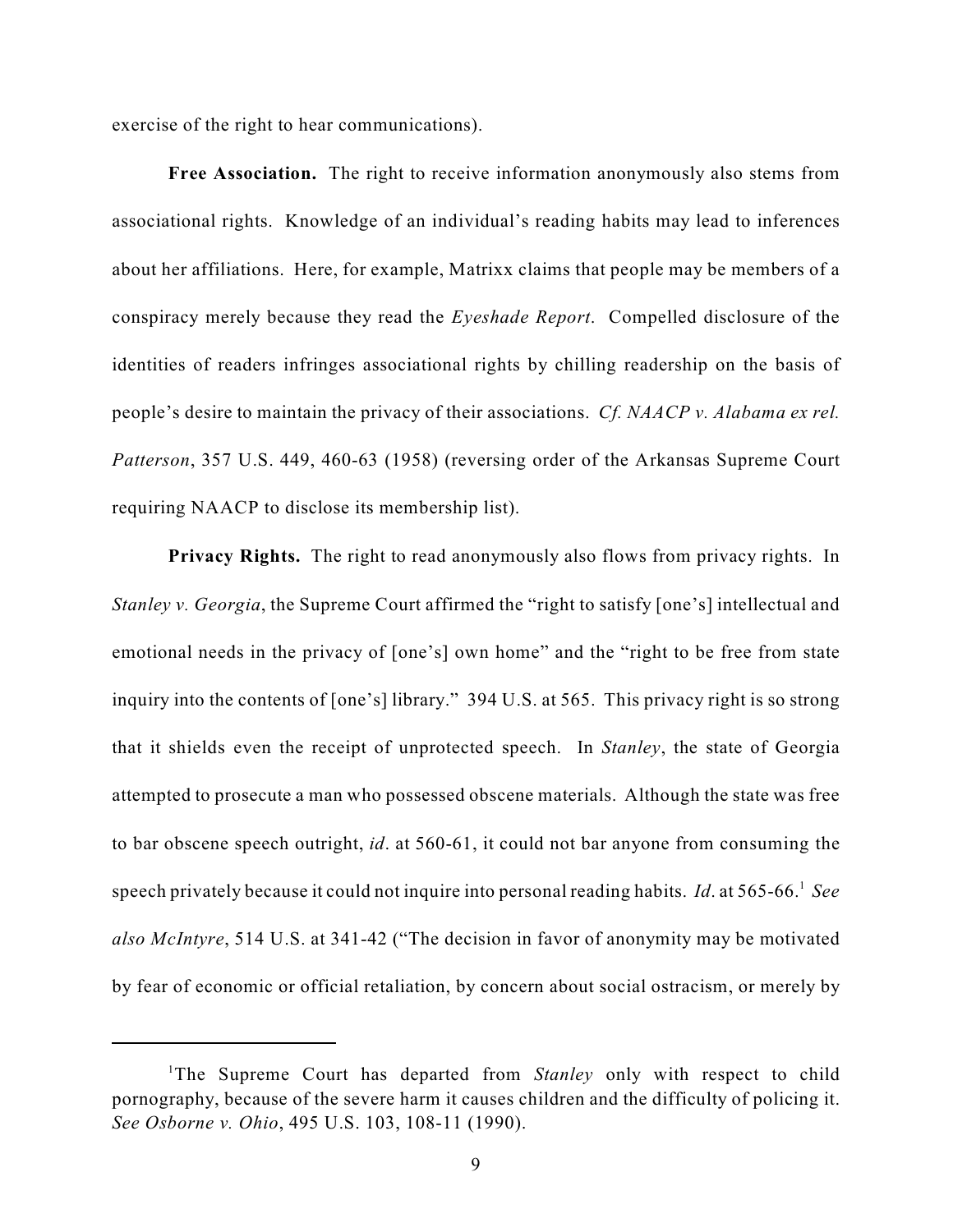exercise of the right to hear communications).

**Free Association.** The right to receive information anonymously also stems from associational rights. Knowledge of an individual's reading habits may lead to inferences about her affiliations. Here, for example, Matrixx claims that people may be members of a conspiracy merely because they read the *Eyeshade Report*. Compelled disclosure of the identities of readers infringes associational rights by chilling readership on the basis of people's desire to maintain the privacy of their associations. *Cf. NAACP v. Alabama ex rel. Patterson*, 357 U.S. 449, 460-63 (1958) (reversing order of the Arkansas Supreme Court requiring NAACP to disclose its membership list).

**Privacy Rights.** The right to read anonymously also flows from privacy rights. In *Stanley v. Georgia*, the Supreme Court affirmed the "right to satisfy [one's] intellectual and emotional needs in the privacy of [one's] own home" and the "right to be free from state inquiry into the contents of [one's] library." 394 U.S. at 565. This privacy right is so strong that it shields even the receipt of unprotected speech. In *Stanley*, the state of Georgia attempted to prosecute a man who possessed obscene materials. Although the state was free to bar obscene speech outright, *id*. at 560-61, it could not bar anyone from consuming the speech privately because it could not inquire into personal reading habits. *Id*. at 565-66.[1] *See also McIntyre*, 514 U.S. at 341-42 ("The decision in favor of anonymity may be motivated by fear of economic or official retaliation, by concern about social ostracism, or merely by

---

[1]The Supreme Court has departed from *Stanley* only with respect to child pornography, because of the severe harm it causes children and the difficulty of policing it. *See Osborne v. Ohio*, 495 U.S. 103, 108-11 (1990).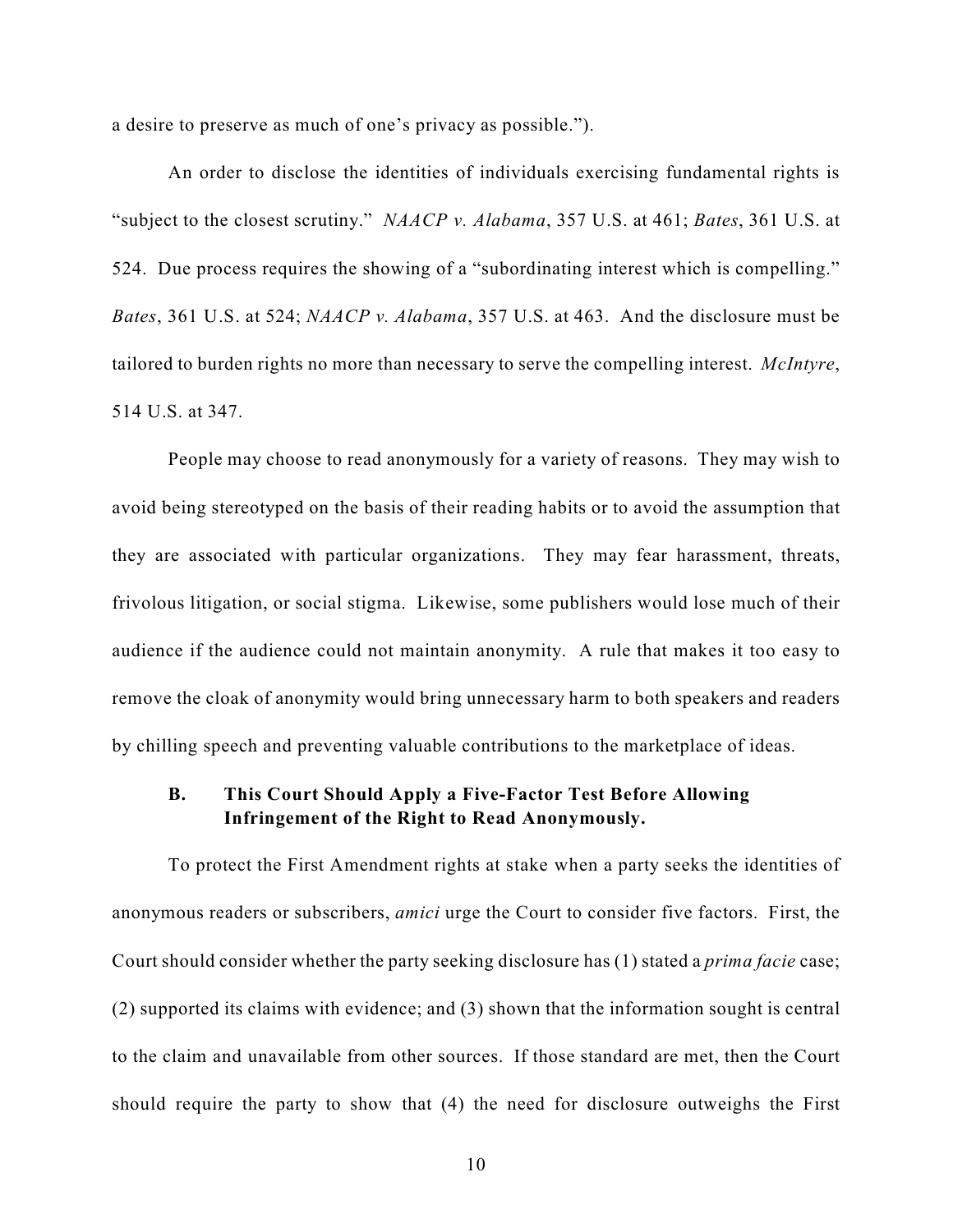a desire to preserve as much of one's privacy as possible.").

An order to disclose the identities of individuals exercising fundamental rights is "subject to the closest scrutiny." *NAACP v. Alabama*, 357 U.S. at 461; *Bates*, 361 U.S. at 524. Due process requires the showing of a "subordinating interest which is compelling." *Bates*, 361 U.S. at 524; *NAACP v. Alabama*, 357 U.S. at 463. And the disclosure must be tailored to burden rights no more than necessary to serve the compelling interest. *McIntyre*, 514 U.S. at 347.

People may choose to read anonymously for a variety of reasons. They may wish to avoid being stereotyped on the basis of their reading habits or to avoid the assumption that they are associated with particular organizations. They may fear harassment, threats, frivolous litigation, or social stigma. Likewise, some publishers would lose much of their audience if the audience could not maintain anonymity. A rule that makes it too easy to remove the cloak of anonymity would bring unnecessary harm to both speakers and readers by chilling speech and preventing valuable contributions to the marketplace of ideas.

### B. This Court Should Apply a Five-Factor Test Before Allowing Infringement of the Right to Read Anonymously.

To protect the First Amendment rights at stake when a party seeks the identities of anonymous readers or subscribers, *amici* urge the Court to consider five factors. First, the Court should consider whether the party seeking disclosure has (1) stated a *prima facie* case; (2) supported its claims with evidence; and (3) shown that the information sought is central to the claim and unavailable from other sources. If those standard are met, then the Court should require the party to show that (4) the need for disclosure outweighs the First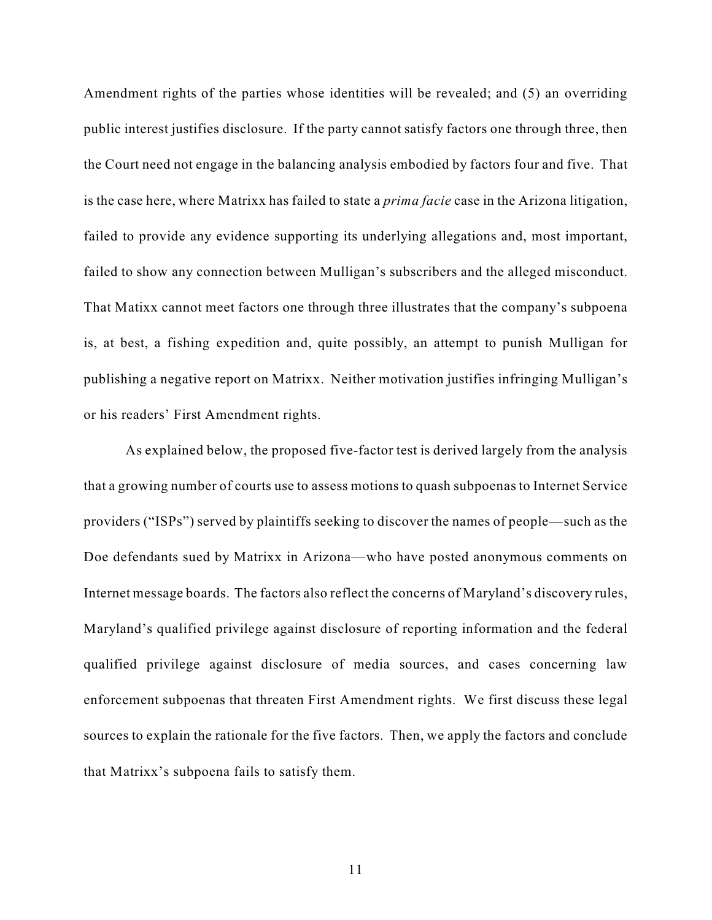Amendment rights of the parties whose identities will be revealed; and (5) an overriding public interest justifies disclosure. If the party cannot satisfy factors one through three, then the Court need not engage in the balancing analysis embodied by factors four and five. That is the case here, where Matrixx has failed to state a *prima facie* case in the Arizona litigation, failed to provide any evidence supporting its underlying allegations and, most important, failed to show any connection between Mulligan's subscribers and the alleged misconduct. That Matixx cannot meet factors one through three illustrates that the company's subpoena is, at best, a fishing expedition and, quite possibly, an attempt to punish Mulligan for publishing a negative report on Matrixx. Neither motivation justifies infringing Mulligan's or his readers' First Amendment rights.

As explained below, the proposed five-factor test is derived largely from the analysis that a growing number of courts use to assess motions to quash subpoenas to Internet Service providers ("ISPs") served by plaintiffs seeking to discover the names of people—such as the Doe defendants sued by Matrixx in Arizona—who have posted anonymous comments on Internet message boards. The factors also reflect the concerns of Maryland's discovery rules, Maryland's qualified privilege against disclosure of reporting information and the federal qualified privilege against disclosure of media sources, and cases concerning law enforcement subpoenas that threaten First Amendment rights. We first discuss these legal sources to explain the rationale for the five factors. Then, we apply the factors and conclude that Matrixx's subpoena fails to satisfy them.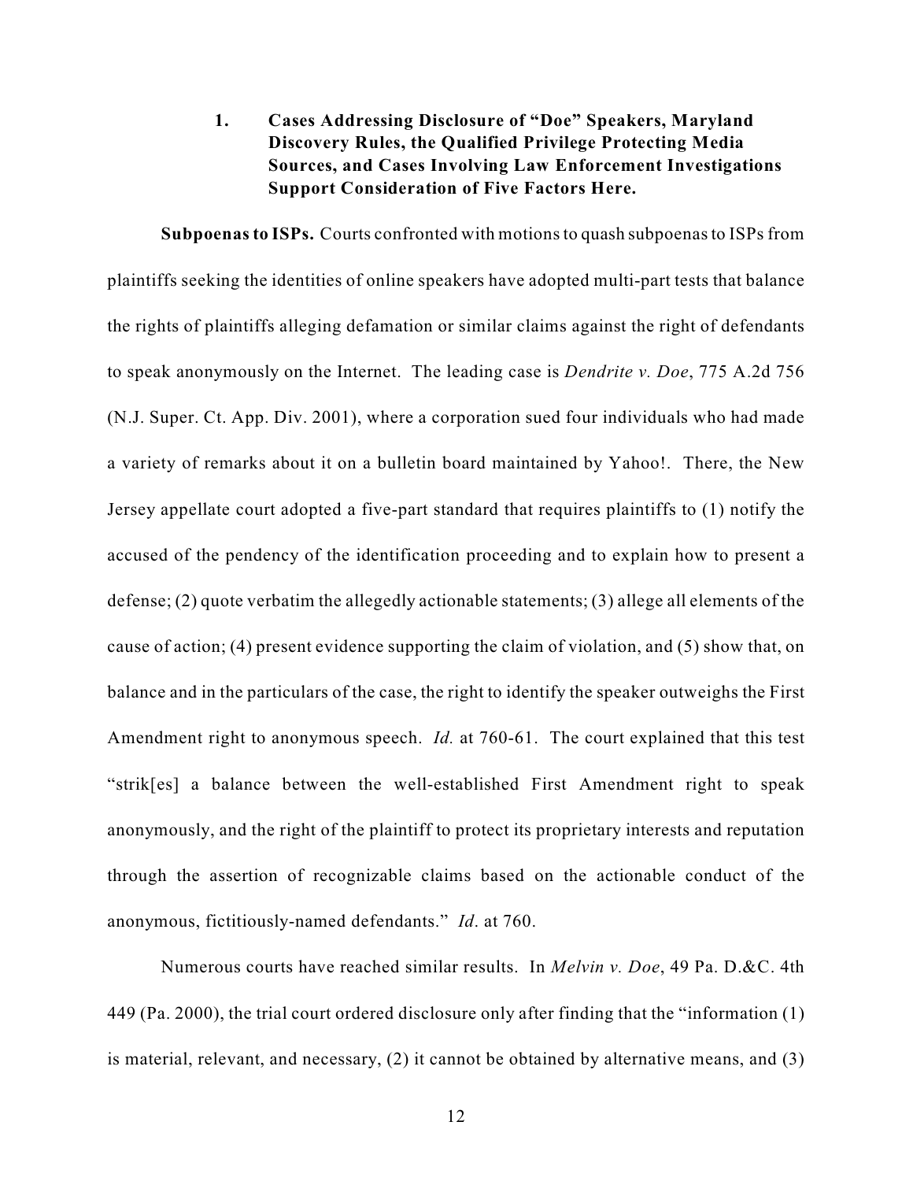### 1. Cases Addressing Disclosure of "Doe" Speakers, Maryland Discovery Rules, the Qualified Privilege Protecting Media Sources, and Cases Involving Law Enforcement Investigations Support Consideration of Five Factors Here.

**Subpoenas to ISPs.** Courts confronted with motions to quash subpoenas to ISPs from plaintiffs seeking the identities of online speakers have adopted multi-part tests that balance the rights of plaintiffs alleging defamation or similar claims against the right of defendants to speak anonymously on the Internet. The leading case is *Dendrite v. Doe*, 775 A.2d 756 (N.J. Super. Ct. App. Div. 2001), where a corporation sued four individuals who had made a variety of remarks about it on a bulletin board maintained by Yahoo!. There, the New Jersey appellate court adopted a five-part standard that requires plaintiffs to (1) notify the accused of the pendency of the identification proceeding and to explain how to present a defense; (2) quote verbatim the allegedly actionable statements; (3) allege all elements of the cause of action; (4) present evidence supporting the claim of violation, and (5) show that, on balance and in the particulars of the case, the right to identify the speaker outweighs the First Amendment right to anonymous speech. *Id.* at 760-61. The court explained that this test "strik[es] a balance between the well-established First Amendment right to speak anonymously, and the right of the plaintiff to protect its proprietary interests and reputation through the assertion of recognizable claims based on the actionable conduct of the anonymous, fictitiously-named defendants." *Id*. at 760.

Numerous courts have reached similar results. In *Melvin v. Doe*, 49 Pa. D.&C. 4th 449 (Pa. 2000), the trial court ordered disclosure only after finding that the "information (1) is material, relevant, and necessary, (2) it cannot be obtained by alternative means, and (3)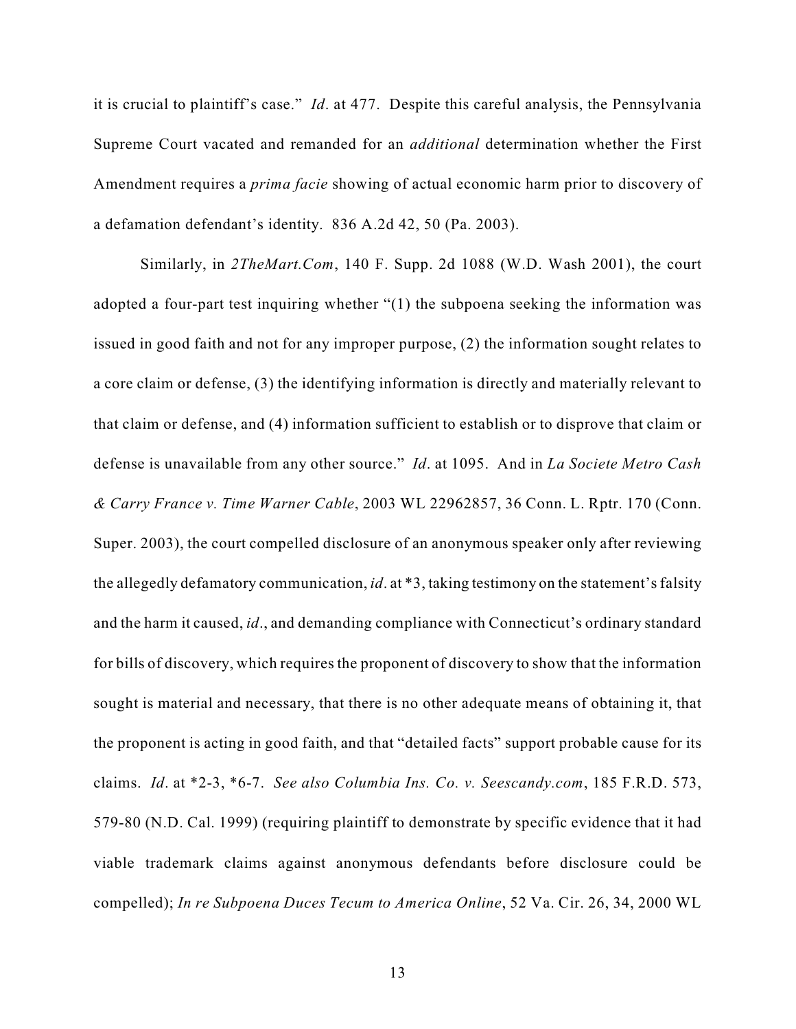it is crucial to plaintiff's case." *Id*. at 477. Despite this careful analysis, the Pennsylvania Supreme Court vacated and remanded for an *additional* determination whether the First Amendment requires a *prima facie* showing of actual economic harm prior to discovery of a defamation defendant's identity. 836 A.2d 42, 50 (Pa. 2003).

Similarly, in *2TheMart.Com*, 140 F. Supp. 2d 1088 (W.D. Wash 2001), the court adopted a four-part test inquiring whether "(1) the subpoena seeking the information was issued in good faith and not for any improper purpose, (2) the information sought relates to a core claim or defense, (3) the identifying information is directly and materially relevant to that claim or defense, and (4) information sufficient to establish or to disprove that claim or defense is unavailable from any other source." *Id*. at 1095. And in *La Societe Metro Cash & Carry France v. Time Warner Cable*, 2003 WL 22962857, 36 Conn. L. Rptr. 170 (Conn. Super. 2003), the court compelled disclosure of an anonymous speaker only after reviewing the allegedly defamatory communication, *id*. at *3, taking testimony on the statement's falsity and the harm it caused, *id*., and demanding compliance with Connecticut's ordinary standard for bills of discovery, which requires the proponent of discovery to show that the information sought is material and necessary, that there is no other adequate means of obtaining it, that the proponent is acting in good faith, and that "detailed facts" support probable cause for its claims. *Id*. at *2-3, *6-7. *See also Columbia Ins. Co. v. Seescandy.com*, 185 F.R.D. 573, 579-80 (N.D. Cal. 1999) (requiring plaintiff to demonstrate by specific evidence that it had viable trademark claims against anonymous defendants before disclosure could be compelled); *In re Subpoena Duces Tecum to America Online*, 52 Va. Cir. 26, 34, 2000 WL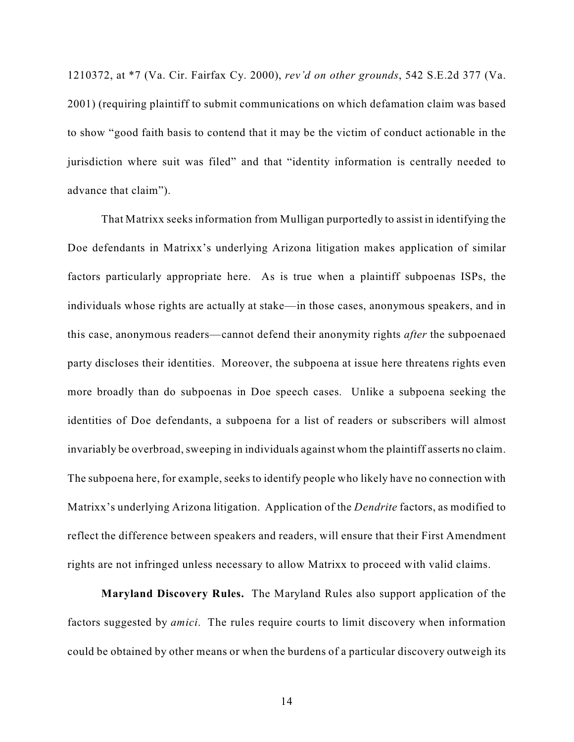1210372, at *7 (Va. Cir. Fairfax Cy. 2000), *rev'd on other grounds*, 542 S.E.2d 377 (Va. 2001) (requiring plaintiff to submit communications on which defamation claim was based to show "good faith basis to contend that it may be the victim of conduct actionable in the jurisdiction where suit was filed" and that "identity information is centrally needed to advance that claim").

That Matrixx seeks information from Mulligan purportedly to assist in identifying the Doe defendants in Matrixx's underlying Arizona litigation makes application of similar factors particularly appropriate here. As is true when a plaintiff subpoenas ISPs, the individuals whose rights are actually at stake—in those cases, anonymous speakers, and in this case, anonymous readers—cannot defend their anonymity rights *after* the subpoenaed party discloses their identities. Moreover, the subpoena at issue here threatens rights even more broadly than do subpoenas in Doe speech cases. Unlike a subpoena seeking the identities of Doe defendants, a subpoena for a list of readers or subscribers will almost invariably be overbroad, sweeping in individuals against whom the plaintiff asserts no claim. The subpoena here, for example, seeks to identify people who likely have no connection with Matrixx's underlying Arizona litigation. Application of the *Dendrite* factors, as modified to reflect the difference between speakers and readers, will ensure that their First Amendment rights are not infringed unless necessary to allow Matrixx to proceed with valid claims.

**Maryland Discovery Rules.** The Maryland Rules also support application of the factors suggested by *amici*. The rules require courts to limit discovery when information could be obtained by other means or when the burdens of a particular discovery outweigh its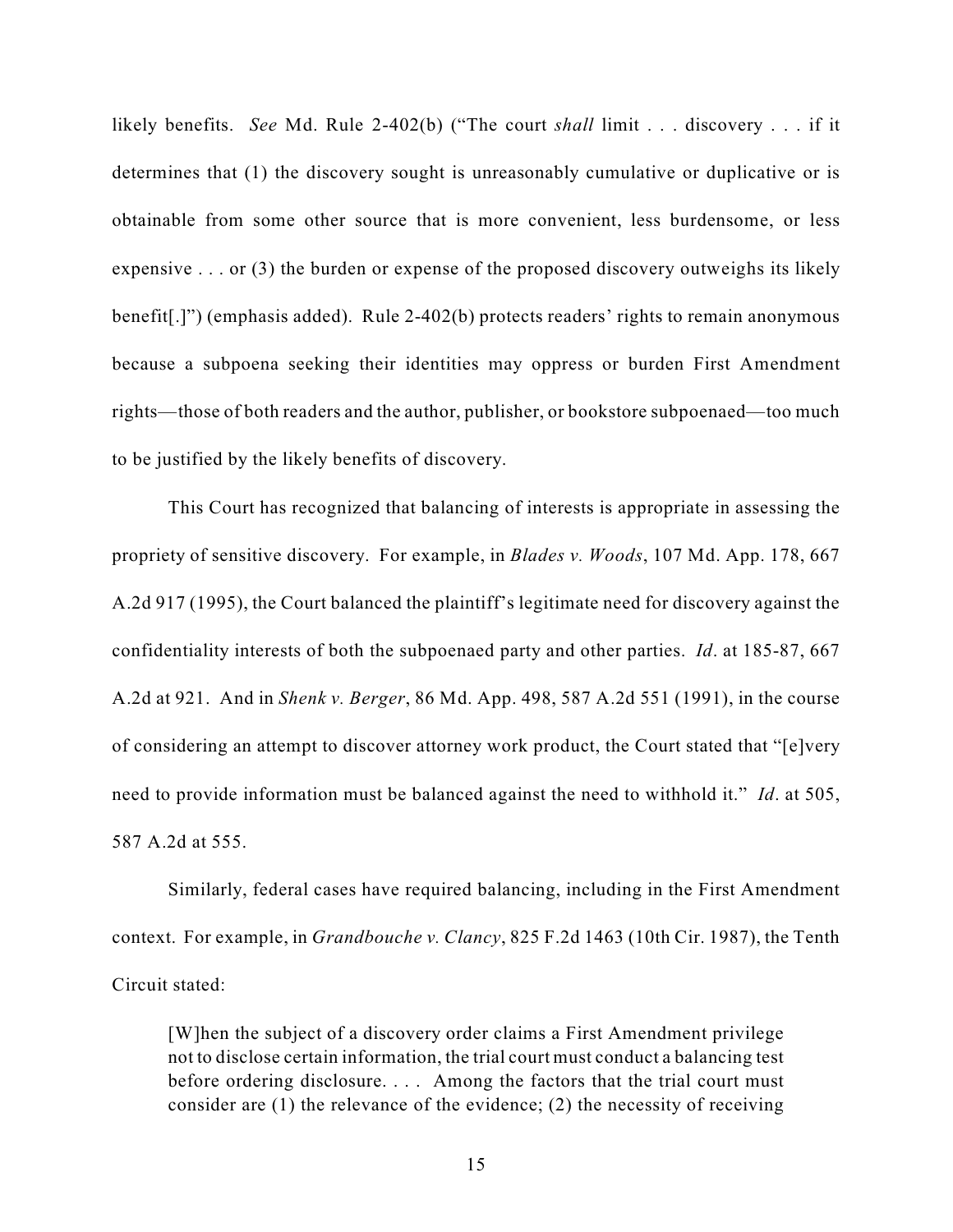likely benefits. *See* Md. Rule 2-402(b) ("The court *shall* limit . . . discovery . . . if it determines that (1) the discovery sought is unreasonably cumulative or duplicative or is obtainable from some other source that is more convenient, less burdensome, or less expensive . . . or (3) the burden or expense of the proposed discovery outweighs its likely benefit[.]") (emphasis added). Rule 2-402(b) protects readers' rights to remain anonymous because a subpoena seeking their identities may oppress or burden First Amendment rights—those of both readers and the author, publisher, or bookstore subpoenaed—too much to be justified by the likely benefits of discovery.

This Court has recognized that balancing of interests is appropriate in assessing the propriety of sensitive discovery. For example, in *Blades v. Woods*, 107 Md. App. 178, 667 A.2d 917 (1995), the Court balanced the plaintiff's legitimate need for discovery against the confidentiality interests of both the subpoenaed party and other parties. *Id*. at 185-87, 667 A.2d at 921. And in *Shenk v. Berger*, 86 Md. App. 498, 587 A.2d 551 (1991), in the course of considering an attempt to discover attorney work product, the Court stated that "[e]very need to provide information must be balanced against the need to withhold it." *Id*. at 505, 587 A.2d at 555.

Similarly, federal cases have required balancing, including in the First Amendment context. For example, in *Grandbouche v. Clancy*, 825 F.2d 1463 (10th Cir. 1987), the Tenth Circuit stated:

> [W]hen the subject of a discovery order claims a First Amendment privilege not to disclose certain information, the trial court must conduct a balancing test before ordering disclosure. . . . Among the factors that the trial court must consider are (1) the relevance of the evidence; (2) the necessity of receiving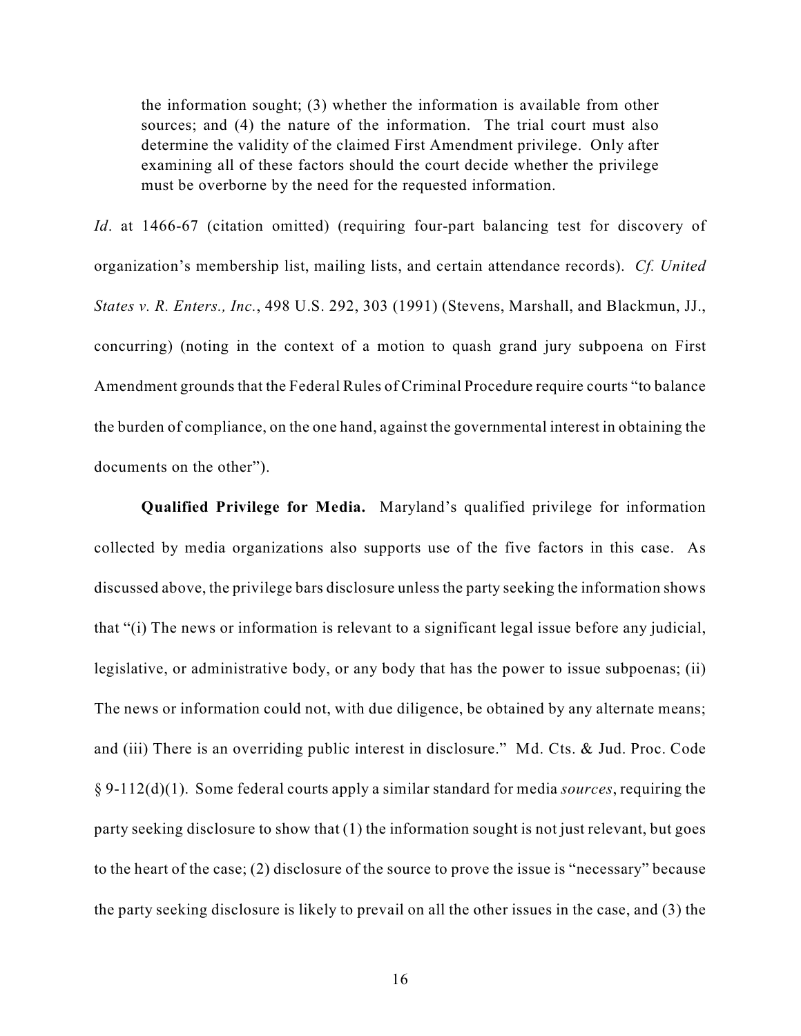> the information sought; (3) whether the information is available from other sources; and (4) the nature of the information. The trial court must also determine the validity of the claimed First Amendment privilege. Only after examining all of these factors should the court decide whether the privilege must be overborne by the need for the requested information.

*Id*. at 1466-67 (citation omitted) (requiring four-part balancing test for discovery of organization's membership list, mailing lists, and certain attendance records). *Cf. United States v. R. Enters., Inc.*, 498 U.S. 292, 303 (1991) (Stevens, Marshall, and Blackmun, JJ., concurring) (noting in the context of a motion to quash grand jury subpoena on First Amendment grounds that the Federal Rules of Criminal Procedure require courts "to balance the burden of compliance, on the one hand, against the governmental interest in obtaining the documents on the other").

**Qualified Privilege for Media.** Maryland's qualified privilege for information collected by media organizations also supports use of the five factors in this case. As discussed above, the privilege bars disclosure unless the party seeking the information shows that "(i) The news or information is relevant to a significant legal issue before any judicial, legislative, or administrative body, or any body that has the power to issue subpoenas; (ii) The news or information could not, with due diligence, be obtained by any alternate means; and (iii) There is an overriding public interest in disclosure." Md. Cts. & Jud. Proc. Code § 9-112(d)(1). Some federal courts apply a similar standard for media *sources*, requiring the party seeking disclosure to show that (1) the information sought is not just relevant, but goes to the heart of the case; (2) disclosure of the source to prove the issue is "necessary" because the party seeking disclosure is likely to prevail on all the other issues in the case, and (3) the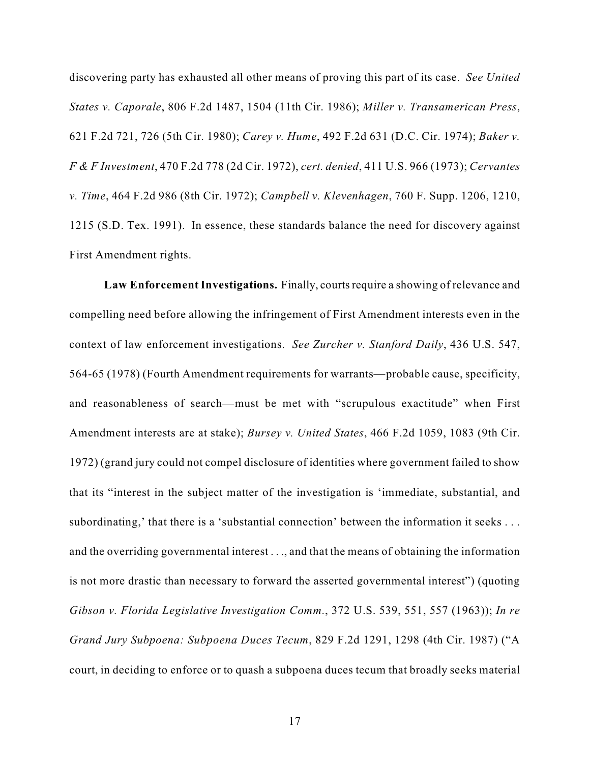discovering party has exhausted all other means of proving this part of its case. *See United States v. Caporale*, 806 F.2d 1487, 1504 (11th Cir. 1986); *Miller v. Transamerican Press*, 621 F.2d 721, 726 (5th Cir. 1980); *Carey v. Hume*, 492 F.2d 631 (D.C. Cir. 1974); *Baker v. F & F Investment*, 470 F.2d 778 (2d Cir. 1972), *cert. denied*, 411 U.S. 966 (1973); *Cervantes v. Time*, 464 F.2d 986 (8th Cir. 1972); *Campbell v. Klevenhagen*, 760 F. Supp. 1206, 1210, 1215 (S.D. Tex. 1991). In essence, these standards balance the need for discovery against First Amendment rights.

**Law Enforcement Investigations.** Finally, courts require a showing of relevance and compelling need before allowing the infringement of First Amendment interests even in the context of law enforcement investigations. *See Zurcher v. Stanford Daily*, 436 U.S. 547, 564-65 (1978) (Fourth Amendment requirements for warrants—probable cause, specificity, and reasonableness of search—must be met with "scrupulous exactitude" when First Amendment interests are at stake); *Bursey v. United States*, 466 F.2d 1059, 1083 (9th Cir. 1972) (grand jury could not compel disclosure of identities where government failed to show that its "interest in the subject matter of the investigation is 'immediate, substantial, and subordinating,' that there is a 'substantial connection' between the information it seeks . . . and the overriding governmental interest . . ., and that the means of obtaining the information is not more drastic than necessary to forward the asserted governmental interest") (quoting *Gibson v. Florida Legislative Investigation Comm.*, 372 U.S. 539, 551, 557 (1963)); *In re Grand Jury Subpoena: Subpoena Duces Tecum*, 829 F.2d 1291, 1298 (4th Cir. 1987) ("A court, in deciding to enforce or to quash a subpoena duces tecum that broadly seeks material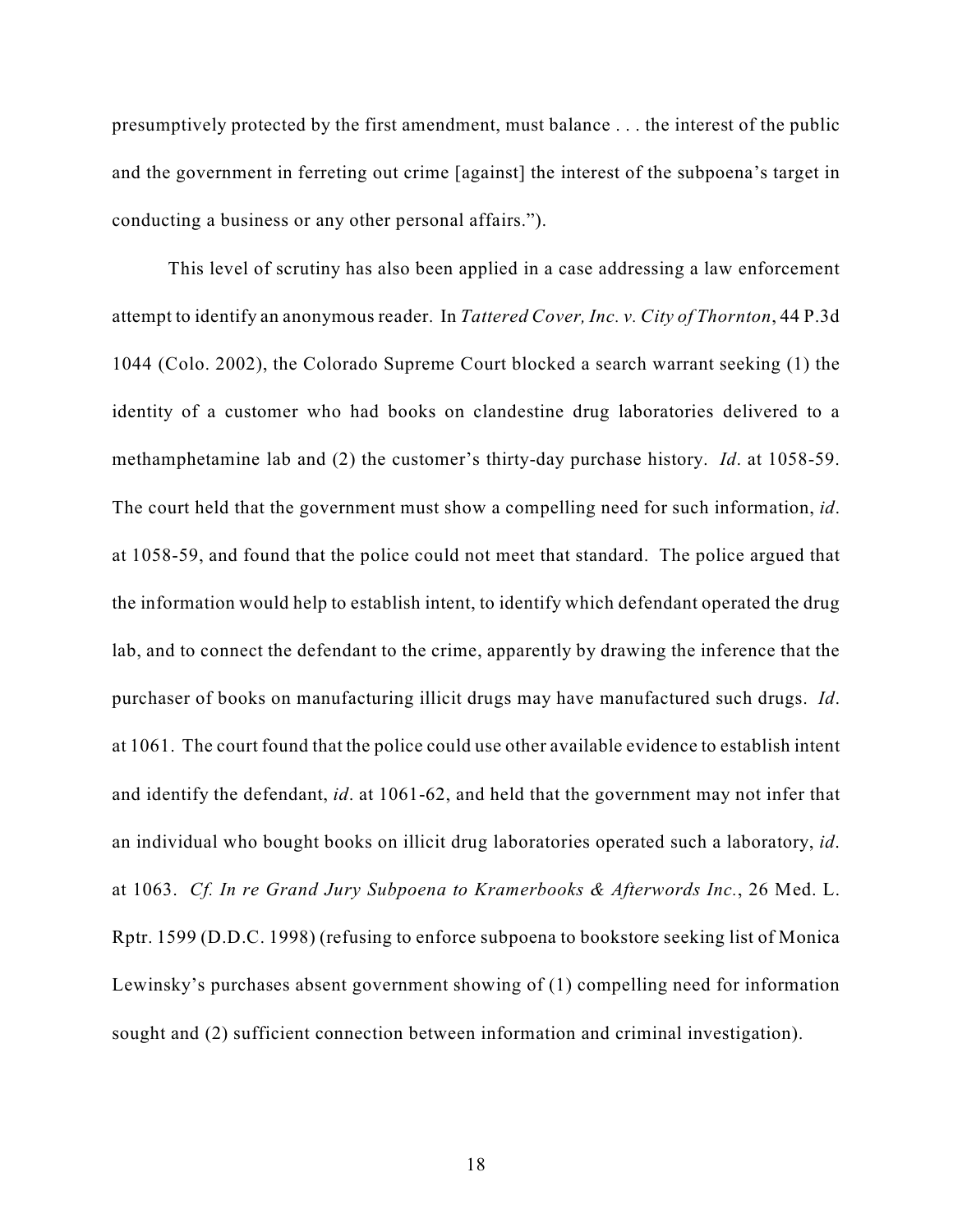presumptively protected by the first amendment, must balance . . . the interest of the public and the government in ferreting out crime [against] the interest of the subpoena's target in conducting a business or any other personal affairs.").

This level of scrutiny has also been applied in a case addressing a law enforcement attempt to identify an anonymous reader. In *Tattered Cover, Inc. v. City of Thornton*, 44 P.3d 1044 (Colo. 2002), the Colorado Supreme Court blocked a search warrant seeking (1) the identity of a customer who had books on clandestine drug laboratories delivered to a methamphetamine lab and (2) the customer's thirty-day purchase history. *Id*. at 1058-59. The court held that the government must show a compelling need for such information, *id*. at 1058-59, and found that the police could not meet that standard. The police argued that the information would help to establish intent, to identify which defendant operated the drug lab, and to connect the defendant to the crime, apparently by drawing the inference that the purchaser of books on manufacturing illicit drugs may have manufactured such drugs. *Id*. at 1061. The court found that the police could use other available evidence to establish intent and identify the defendant, *id*. at 1061-62, and held that the government may not infer that an individual who bought books on illicit drug laboratories operated such a laboratory, *id*. at 1063. *Cf. In re Grand Jury Subpoena to Kramerbooks & Afterwords Inc.*, 26 Med. L. Rptr. 1599 (D.D.C. 1998) (refusing to enforce subpoena to bookstore seeking list of Monica Lewinsky's purchases absent government showing of (1) compelling need for information sought and (2) sufficient connection between information and criminal investigation).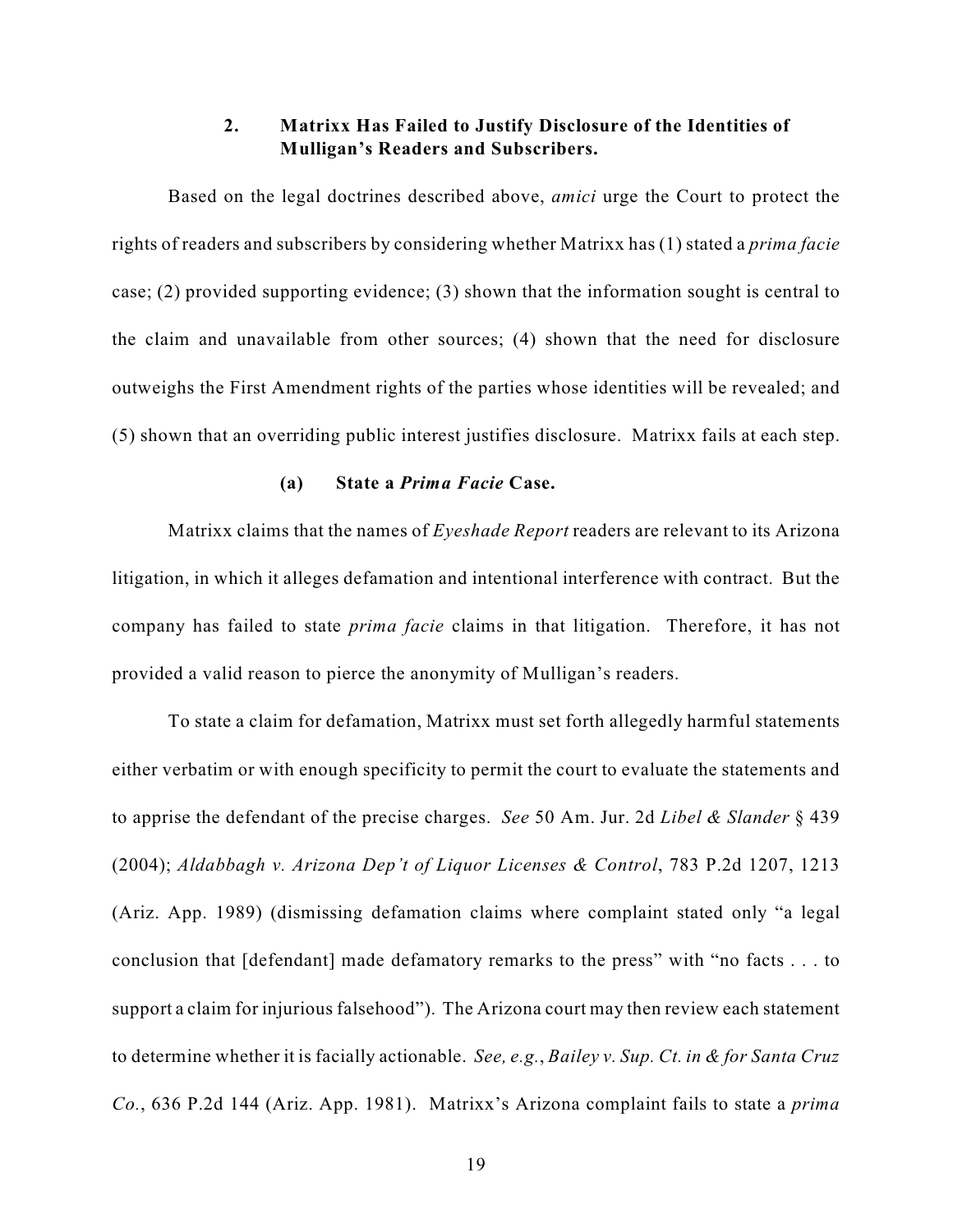### 2. Matrixx Has Failed to Justify Disclosure of the Identities of Mulligan's Readers and Subscribers.

Based on the legal doctrines described above, *amici* urge the Court to protect the rights of readers and subscribers by considering whether Matrixx has (1) stated a *prima facie* case; (2) provided supporting evidence; (3) shown that the information sought is central to the claim and unavailable from other sources; (4) shown that the need for disclosure outweighs the First Amendment rights of the parties whose identities will be revealed; and (5) shown that an overriding public interest justifies disclosure. Matrixx fails at each step.

#### (a) State a *Prima Facie* Case.

Matrixx claims that the names of *Eyeshade Report* readers are relevant to its Arizona litigation, in which it alleges defamation and intentional interference with contract. But the company has failed to state *prima facie* claims in that litigation. Therefore, it has not provided a valid reason to pierce the anonymity of Mulligan's readers.

To state a claim for defamation, Matrixx must set forth allegedly harmful statements either verbatim or with enough specificity to permit the court to evaluate the statements and to apprise the defendant of the precise charges. *See* 50 Am. Jur. 2d *Libel & Slander* § 439 (2004); *Aldabbagh v. Arizona Dep't of Liquor Licenses & Control*, 783 P.2d 1207, 1213 (Ariz. App. 1989) (dismissing defamation claims where complaint stated only "a legal conclusion that [defendant] made defamatory remarks to the press" with "no facts . . . to support a claim for injurious falsehood"). The Arizona court may then review each statement to determine whether it is facially actionable. *See, e.g.*, *Bailey v. Sup. Ct. in & for Santa Cruz Co.*, 636 P.2d 144 (Ariz. App. 1981). Matrixx's Arizona complaint fails to state a *prima*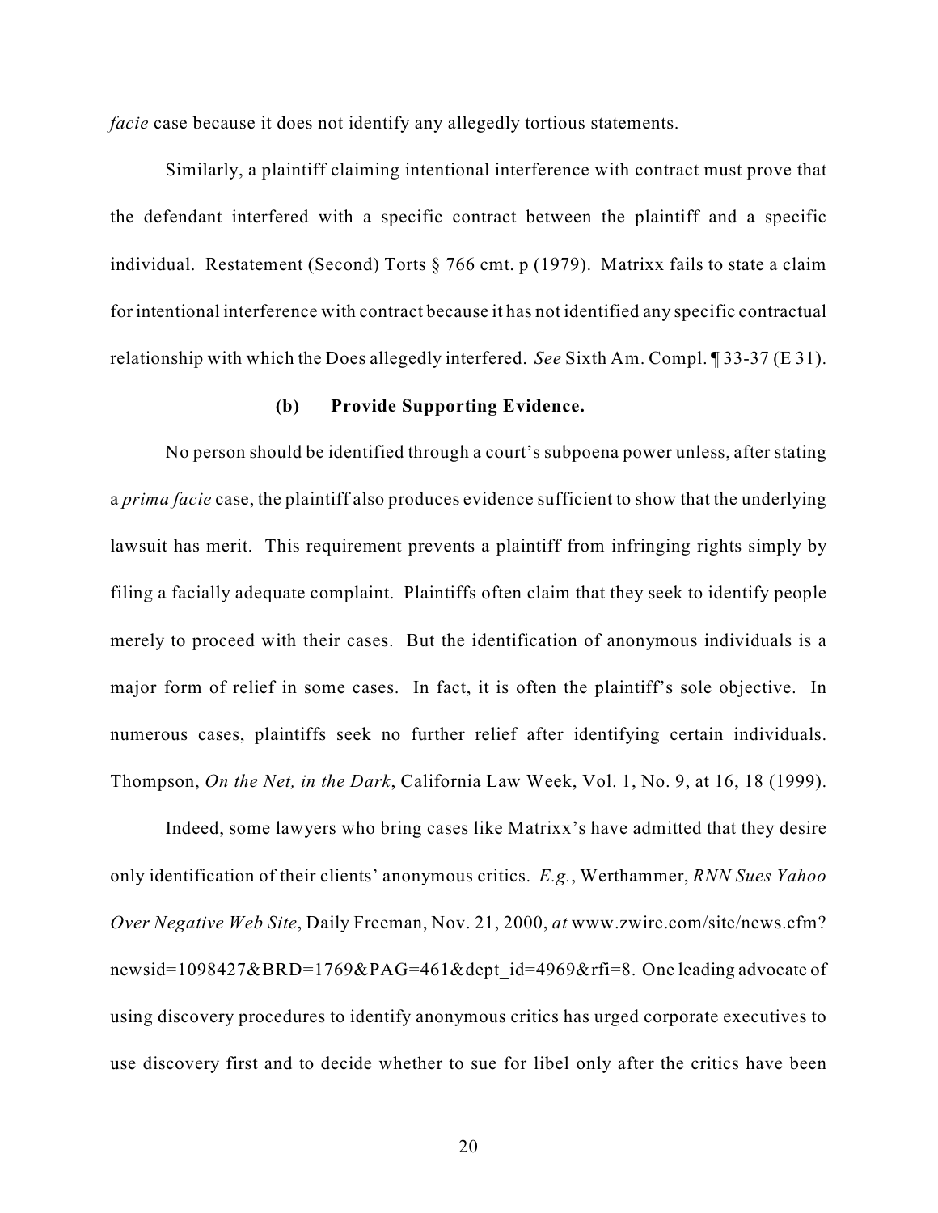*facie* case because it does not identify any allegedly tortious statements.

Similarly, a plaintiff claiming intentional interference with contract must prove that the defendant interfered with a specific contract between the plaintiff and a specific individual. Restatement (Second) Torts § 766 cmt. p (1979). Matrixx fails to state a claim for intentional interference with contract because it has not identified any specific contractual relationship with which the Does allegedly interfered. *See* Sixth Am. Compl. ¶ 33-37 (E 31).

**(b) Provide Supporting Evidence.**

No person should be identified through a court's subpoena power unless, after stating a *prima facie* case, the plaintiff also produces evidence sufficient to show that the underlying lawsuit has merit. This requirement prevents a plaintiff from infringing rights simply by filing a facially adequate complaint. Plaintiffs often claim that they seek to identify people merely to proceed with their cases. But the identification of anonymous individuals is a major form of relief in some cases. In fact, it is often the plaintiff's sole objective. In numerous cases, plaintiffs seek no further relief after identifying certain individuals. Thompson, *On the Net, in the Dark*, California Law Week, Vol. 1, No. 9, at 16, 18 (1999).

Indeed, some lawyers who bring cases like Matrixx's have admitted that they desire only identification of their clients' anonymous critics. *E.g.*, Werthammer, *RNN Sues Yahoo Over Negative Web Site*, Daily Freeman, Nov. 21, 2000, *at* www.zwire.com/site/news.cfm?newsid=1098427&BRD=1769&PAG=461&dept_id=4969&rfi=8. One leading advocate of using discovery procedures to identify anonymous critics has urged corporate executives to use discovery first and to decide whether to sue for libel only after the critics have been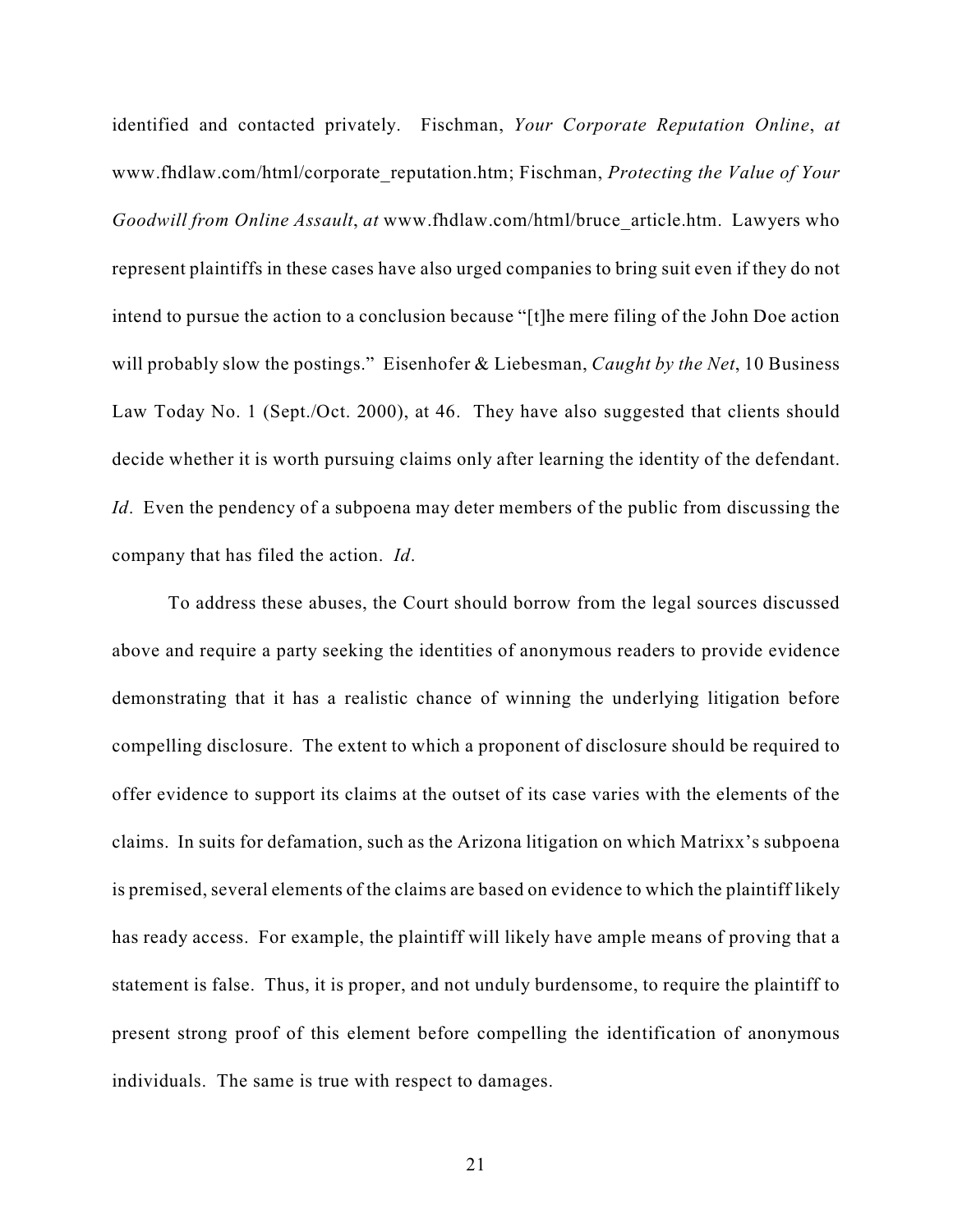identified and contacted privately. Fischman, *Your Corporate Reputation Online*, *at* www.fhdlaw.com/html/corporate_reputation.htm; Fischman, *Protecting the Value of Your Goodwill from Online Assault*, *at* www.fhdlaw.com/html/bruce_article.htm. Lawyers who represent plaintiffs in these cases have also urged companies to bring suit even if they do not intend to pursue the action to a conclusion because "[t]he mere filing of the John Doe action will probably slow the postings." Eisenhofer & Liebesman, *Caught by the Net*, 10 Business Law Today No. 1 (Sept./Oct. 2000), at 46. They have also suggested that clients should decide whether it is worth pursuing claims only after learning the identity of the defendant. *Id*. Even the pendency of a subpoena may deter members of the public from discussing the company that has filed the action. *Id*.

To address these abuses, the Court should borrow from the legal sources discussed above and require a party seeking the identities of anonymous readers to provide evidence demonstrating that it has a realistic chance of winning the underlying litigation before compelling disclosure. The extent to which a proponent of disclosure should be required to offer evidence to support its claims at the outset of its case varies with the elements of the claims. In suits for defamation, such as the Arizona litigation on which Matrixx's subpoena is premised, several elements of the claims are based on evidence to which the plaintiff likely has ready access. For example, the plaintiff will likely have ample means of proving that a statement is false. Thus, it is proper, and not unduly burdensome, to require the plaintiff to present strong proof of this element before compelling the identification of anonymous individuals. The same is true with respect to damages.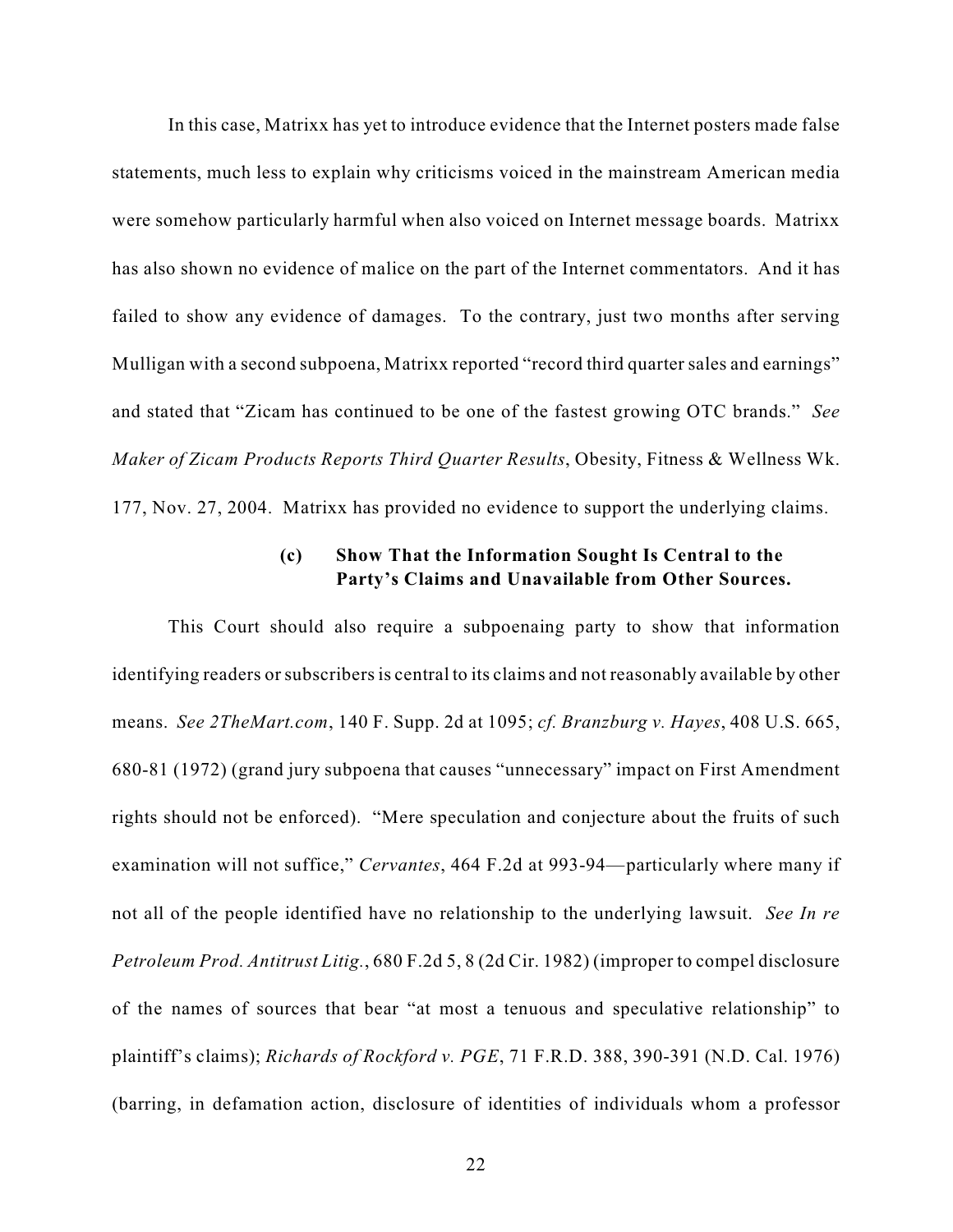In this case, Matrixx has yet to introduce evidence that the Internet posters made false statements, much less to explain why criticisms voiced in the mainstream American media were somehow particularly harmful when also voiced on Internet message boards. Matrixx has also shown no evidence of malice on the part of the Internet commentators. And it has failed to show any evidence of damages. To the contrary, just two months after serving Mulligan with a second subpoena, Matrixx reported "record third quarter sales and earnings" and stated that "Zicam has continued to be one of the fastest growing OTC brands." *See Maker of Zicam Products Reports Third Quarter Results*, Obesity, Fitness & Wellness Wk. 177, Nov. 27, 2004. Matrixx has provided no evidence to support the underlying claims.

**(c) Show That the Information Sought Is Central to the Party's Claims and Unavailable from Other Sources.**

This Court should also require a subpoenaing party to show that information identifying readers or subscribers is central to its claims and not reasonably available by other means. *See 2TheMart.com*, 140 F. Supp. 2d at 1095; *cf. Branzburg v. Hayes*, 408 U.S. 665, 680-81 (1972) (grand jury subpoena that causes "unnecessary" impact on First Amendment rights should not be enforced). "Mere speculation and conjecture about the fruits of such examination will not suffice," *Cervantes*, 464 F.2d at 993-94—particularly where many if not all of the people identified have no relationship to the underlying lawsuit. *See In re Petroleum Prod. Antitrust Litig.*, 680 F.2d 5, 8 (2d Cir. 1982) (improper to compel disclosure of the names of sources that bear "at most a tenuous and speculative relationship" to plaintiff's claims); *Richards of Rockford v. PGE*, 71 F.R.D. 388, 390-391 (N.D. Cal. 1976) (barring, in defamation action, disclosure of identities of individuals whom a professor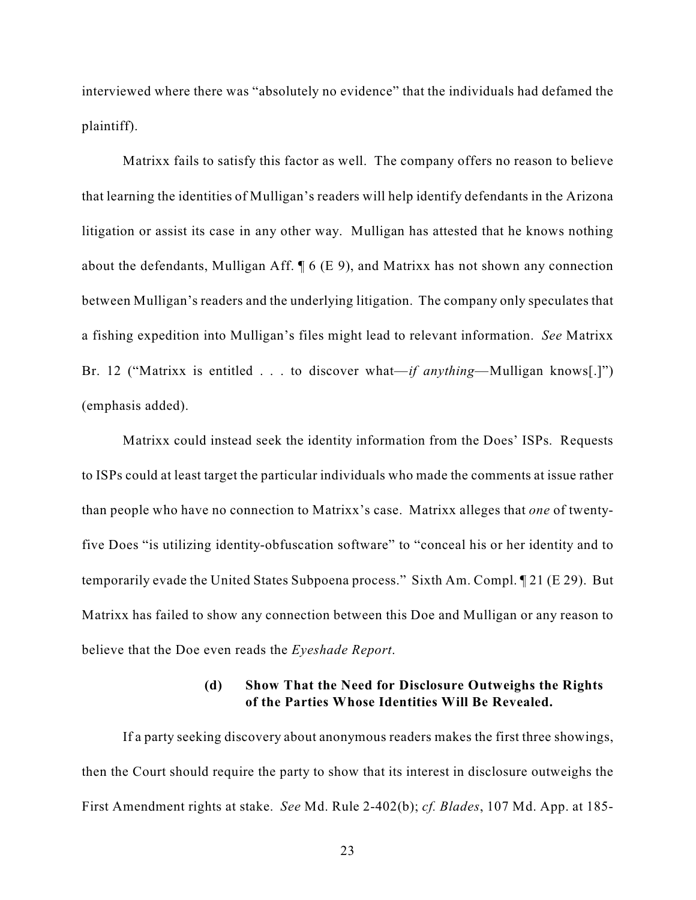interviewed where there was "absolutely no evidence" that the individuals had defamed the plaintiff).

Matrixx fails to satisfy this factor as well. The company offers no reason to believe that learning the identities of Mulligan's readers will help identify defendants in the Arizona litigation or assist its case in any other way. Mulligan has attested that he knows nothing about the defendants, Mulligan Aff. ¶ 6 (E 9), and Matrixx has not shown any connection between Mulligan's readers and the underlying litigation. The company only speculates that a fishing expedition into Mulligan's files might lead to relevant information. *See* Matrixx Br. 12 ("Matrixx is entitled . . . to discover what—*if anything*—Mulligan knows[.]") (emphasis added).

Matrixx could instead seek the identity information from the Does' ISPs. Requests to ISPs could at least target the particular individuals who made the comments at issue rather than people who have no connection to Matrixx's case. Matrixx alleges that *one* of twenty-five Does "is utilizing identity-obfuscation software" to "conceal his or her identity and to temporarily evade the United States Subpoena process." Sixth Am. Compl. ¶ 21 (E 29). But Matrixx has failed to show any connection between this Doe and Mulligan or any reason to believe that the Doe even reads the *Eyeshade Report*.

#### (d) Show That the Need for Disclosure Outweighs the Rights of the Parties Whose Identities Will Be Revealed.

If a party seeking discovery about anonymous readers makes the first three showings, then the Court should require the party to show that its interest in disclosure outweighs the First Amendment rights at stake. *See* Md. Rule 2-402(b); *cf. Blades*, 107 Md. App. at 185-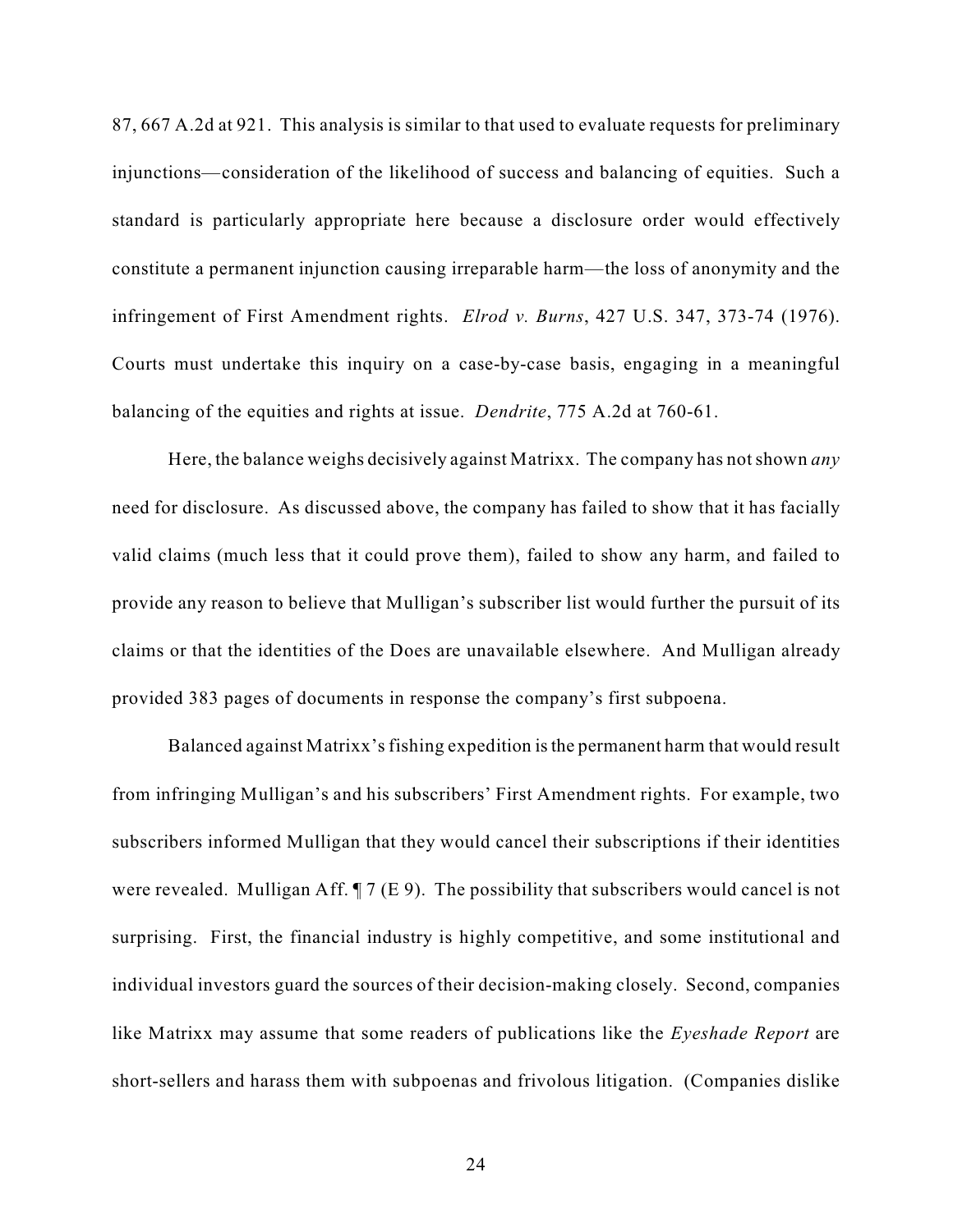87, 667 A.2d at 921. This analysis is similar to that used to evaluate requests for preliminary injunctions—consideration of the likelihood of success and balancing of equities. Such a standard is particularly appropriate here because a disclosure order would effectively constitute a permanent injunction causing irreparable harm—the loss of anonymity and the infringement of First Amendment rights. *Elrod v. Burns*, 427 U.S. 347, 373-74 (1976). Courts must undertake this inquiry on a case-by-case basis, engaging in a meaningful balancing of the equities and rights at issue. *Dendrite*, 775 A.2d at 760-61.

Here, the balance weighs decisively against Matrixx. The company has not shown *any* need for disclosure. As discussed above, the company has failed to show that it has facially valid claims (much less that it could prove them), failed to show any harm, and failed to provide any reason to believe that Mulligan's subscriber list would further the pursuit of its claims or that the identities of the Does are unavailable elsewhere. And Mulligan already provided 383 pages of documents in response the company's first subpoena.

Balanced against Matrixx's fishing expedition is the permanent harm that would result from infringing Mulligan's and his subscribers' First Amendment rights. For example, two subscribers informed Mulligan that they would cancel their subscriptions if their identities were revealed. Mulligan Aff. ¶ 7 (E 9). The possibility that subscribers would cancel is not surprising. First, the financial industry is highly competitive, and some institutional and individual investors guard the sources of their decision-making closely. Second, companies like Matrixx may assume that some readers of publications like the *Eyeshade Report* are short-sellers and harass them with subpoenas and frivolous litigation. (Companies dislike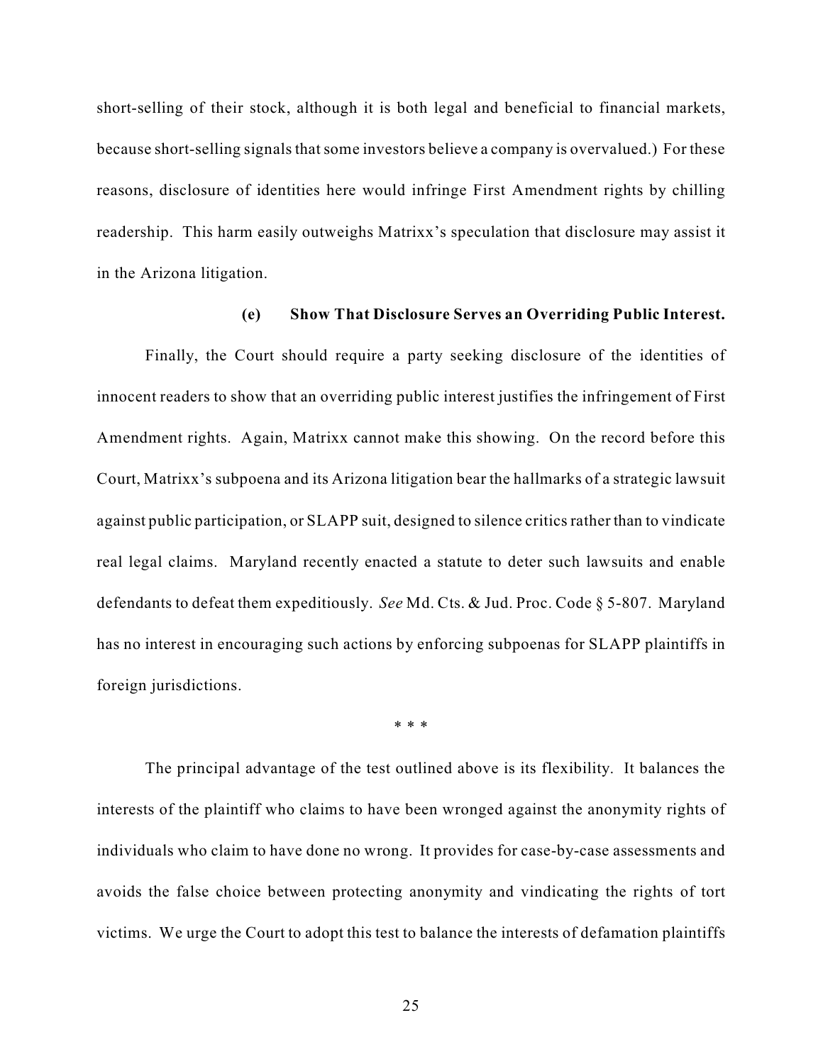short-selling of their stock, although it is both legal and beneficial to financial markets, because short-selling signals that some investors believe a company is overvalued.) For these reasons, disclosure of identities here would infringe First Amendment rights by chilling readership. This harm easily outweighs Matrixx's speculation that disclosure may assist it in the Arizona litigation.

#### (e) Show That Disclosure Serves an Overriding Public Interest.

Finally, the Court should require a party seeking disclosure of the identities of innocent readers to show that an overriding public interest justifies the infringement of First Amendment rights. Again, Matrixx cannot make this showing. On the record before this Court, Matrixx's subpoena and its Arizona litigation bear the hallmarks of a strategic lawsuit against public participation, or SLAPP suit, designed to silence critics rather than to vindicate real legal claims. Maryland recently enacted a statute to deter such lawsuits and enable defendants to defeat them expeditiously. *See* Md. Cts. & Jud. Proc. Code § 5-807. Maryland has no interest in encouraging such actions by enforcing subpoenas for SLAPP plaintiffs in foreign jurisdictions.

\* \* \*

The principal advantage of the test outlined above is its flexibility. It balances the interests of the plaintiff who claims to have been wronged against the anonymity rights of individuals who claim to have done no wrong. It provides for case-by-case assessments and avoids the false choice between protecting anonymity and vindicating the rights of tort victims. We urge the Court to adopt this test to balance the interests of defamation plaintiffs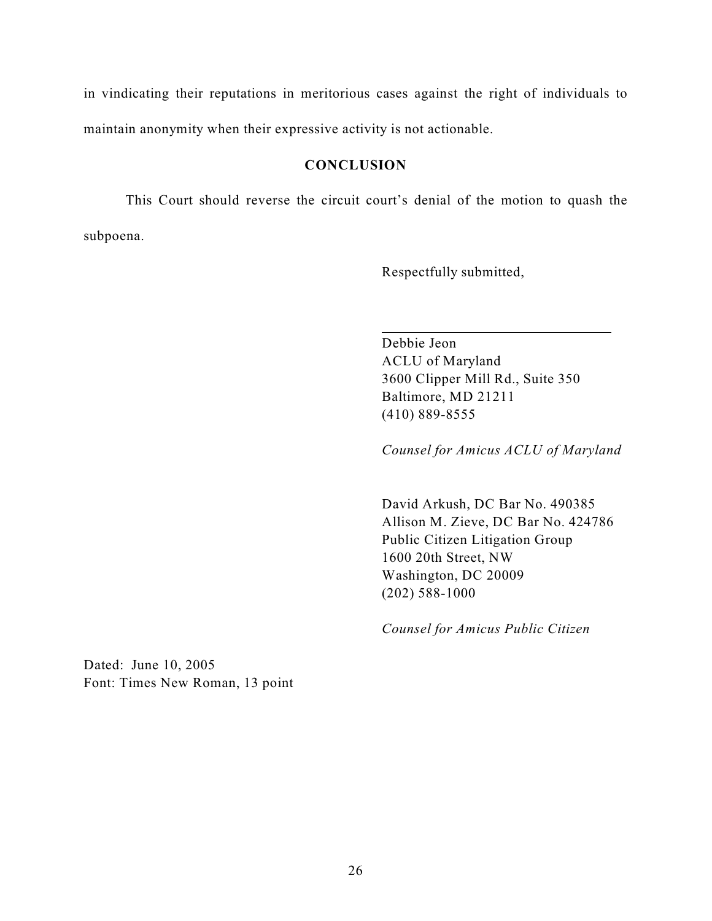in vindicating their reputations in meritorious cases against the right of individuals to maintain anonymity when their expressive activity is not actionable.

## CONCLUSION

This Court should reverse the circuit court's denial of the motion to quash the subpoena.

Respectfully submitted,

\_\_\_\_\_\_\_\_\_\_\_\_\_\_\_\_\_\_\_\_\_\_\_\_\_\_\_\_\_\_\_\_

Debbie Jeon  
ACLU of Maryland  
3600 Clipper Mill Rd., Suite 350  
Baltimore, MD 21211  
(410) 889-8555

*Counsel for Amicus ACLU of Maryland*

David Arkush, DC Bar No. 490385  
Allison M. Zieve, DC Bar No. 424786  
Public Citizen Litigation Group  
1600 20th Street, NW  
Washington, DC 20009  
(202) 588-1000

*Counsel for Amicus Public Citizen*

Dated: June 10, 2005  
Font: Times New Roman, 13 point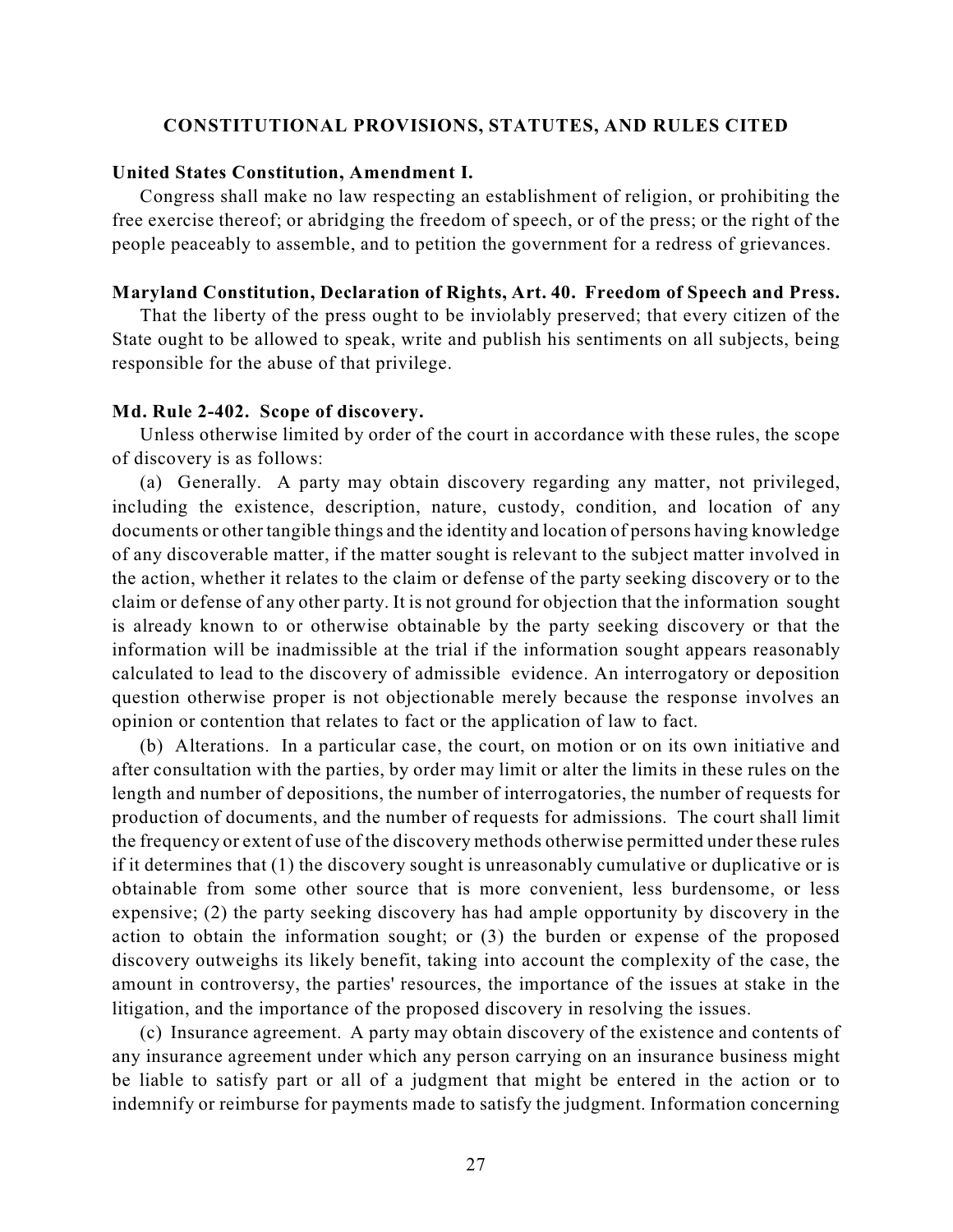## CONSTITUTIONAL PROVISIONS, STATUTES, AND RULES CITED

**United States Constitution, Amendment I.**

Congress shall make no law respecting an establishment of religion, or prohibiting the free exercise thereof; or abridging the freedom of speech, or of the press; or the right of the people peaceably to assemble, and to petition the government for a redress of grievances.

**Maryland Constitution, Declaration of Rights, Art. 40. Freedom of Speech and Press.**

That the liberty of the press ought to be inviolably preserved; that every citizen of the State ought to be allowed to speak, write and publish his sentiments on all subjects, being responsible for the abuse of that privilege.

**Md. Rule 2-402. Scope of discovery.**

Unless otherwise limited by order of the court in accordance with these rules, the scope of discovery is as follows:

(a) Generally. A party may obtain discovery regarding any matter, not privileged, including the existence, description, nature, custody, condition, and location of any documents or other tangible things and the identity and location of persons having knowledge of any discoverable matter, if the matter sought is relevant to the subject matter involved in the action, whether it relates to the claim or defense of the party seeking discovery or to the claim or defense of any other party. It is not ground for objection that the information sought is already known to or otherwise obtainable by the party seeking discovery or that the information will be inadmissible at the trial if the information sought appears reasonably calculated to lead to the discovery of admissible evidence. An interrogatory or deposition question otherwise proper is not objectionable merely because the response involves an opinion or contention that relates to fact or the application of law to fact.

(b) Alterations. In a particular case, the court, on motion or on its own initiative and after consultation with the parties, by order may limit or alter the limits in these rules on the length and number of depositions, the number of interrogatories, the number of requests for production of documents, and the number of requests for admissions. The court shall limit the frequency or extent of use of the discovery methods otherwise permitted under these rules if it determines that (1) the discovery sought is unreasonably cumulative or duplicative or is obtainable from some other source that is more convenient, less burdensome, or less expensive; (2) the party seeking discovery has had ample opportunity by discovery in the action to obtain the information sought; or (3) the burden or expense of the proposed discovery outweighs its likely benefit, taking into account the complexity of the case, the amount in controversy, the parties' resources, the importance of the issues at stake in the litigation, and the importance of the proposed discovery in resolving the issues.

(c) Insurance agreement. A party may obtain discovery of the existence and contents of any insurance agreement under which any person carrying on an insurance business might be liable to satisfy part or all of a judgment that might be entered in the action or to indemnify or reimburse for payments made to satisfy the judgment. Information concerning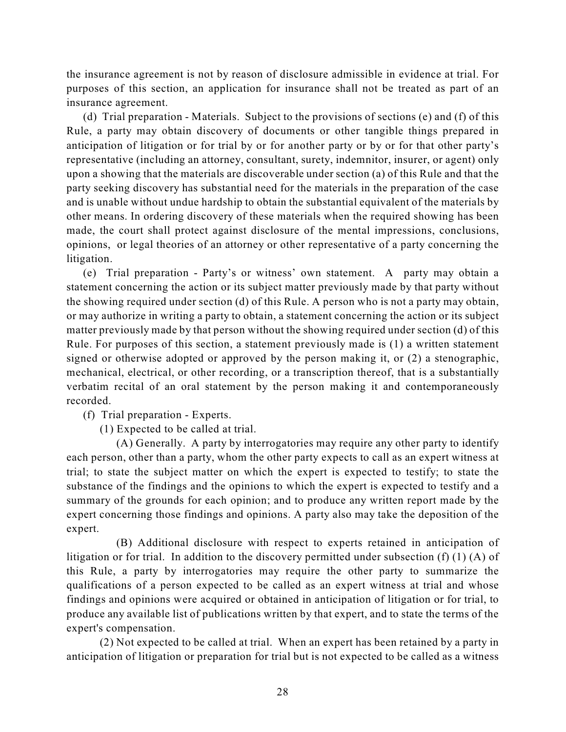the insurance agreement is not by reason of disclosure admissible in evidence at trial. For purposes of this section, an application for insurance shall not be treated as part of an insurance agreement.

(d) Trial preparation - Materials. Subject to the provisions of sections (e) and (f) of this Rule, a party may obtain discovery of documents or other tangible things prepared in anticipation of litigation or for trial by or for another party or by or for that other party's representative (including an attorney, consultant, surety, indemnitor, insurer, or agent) only upon a showing that the materials are discoverable under section (a) of this Rule and that the party seeking discovery has substantial need for the materials in the preparation of the case and is unable without undue hardship to obtain the substantial equivalent of the materials by other means. In ordering discovery of these materials when the required showing has been made, the court shall protect against disclosure of the mental impressions, conclusions, opinions, or legal theories of an attorney or other representative of a party concerning the litigation.

(e) Trial preparation - Party's or witness' own statement. A party may obtain a statement concerning the action or its subject matter previously made by that party without the showing required under section (d) of this Rule. A person who is not a party may obtain, or may authorize in writing a party to obtain, a statement concerning the action or its subject matter previously made by that person without the showing required under section (d) of this Rule. For purposes of this section, a statement previously made is (1) a written statement signed or otherwise adopted or approved by the person making it, or (2) a stenographic, mechanical, electrical, or other recording, or a transcription thereof, that is a substantially verbatim recital of an oral statement by the person making it and contemporaneously recorded.

(f) Trial preparation - Experts.

(1) Expected to be called at trial.

(A) Generally. A party by interrogatories may require any other party to identify each person, other than a party, whom the other party expects to call as an expert witness at trial; to state the subject matter on which the expert is expected to testify; to state the substance of the findings and the opinions to which the expert is expected to testify and a summary of the grounds for each opinion; and to produce any written report made by the expert concerning those findings and opinions. A party also may take the deposition of the expert.

(B) Additional disclosure with respect to experts retained in anticipation of litigation or for trial. In addition to the discovery permitted under subsection (f) (1) (A) of this Rule, a party by interrogatories may require the other party to summarize the qualifications of a person expected to be called as an expert witness at trial and whose findings and opinions were acquired or obtained in anticipation of litigation or for trial, to produce any available list of publications written by that expert, and to state the terms of the expert's compensation.

(2) Not expected to be called at trial. When an expert has been retained by a party in anticipation of litigation or preparation for trial but is not expected to be called as a witness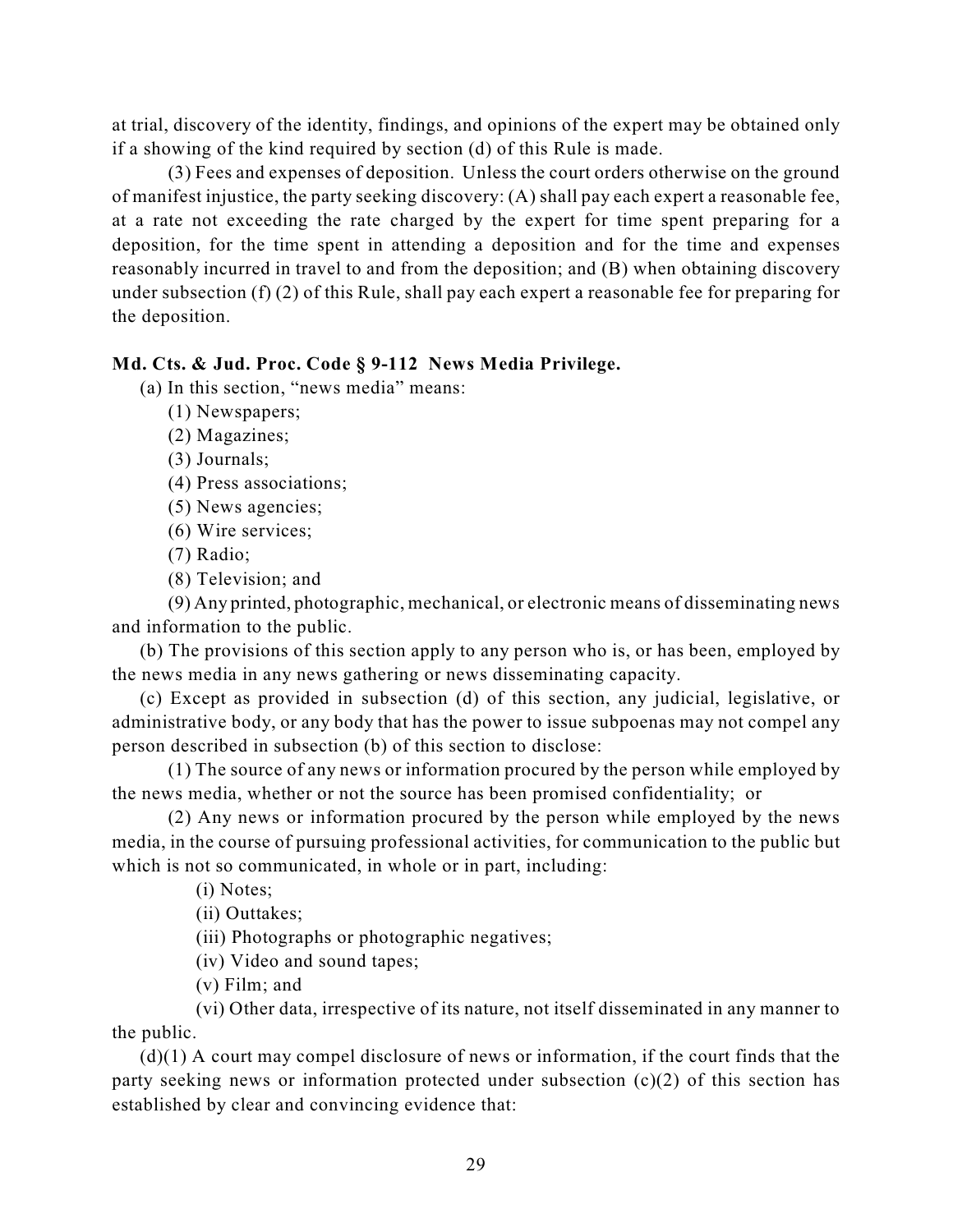at trial, discovery of the identity, findings, and opinions of the expert may be obtained only if a showing of the kind required by section (d) of this Rule is made.

(3) Fees and expenses of deposition. Unless the court orders otherwise on the ground of manifest injustice, the party seeking discovery: (A) shall pay each expert a reasonable fee, at a rate not exceeding the rate charged by the expert for time spent preparing for a deposition, for the time spent in attending a deposition and for the time and expenses reasonably incurred in travel to and from the deposition; and (B) when obtaining discovery under subsection (f) (2) of this Rule, shall pay each expert a reasonable fee for preparing for the deposition.

**Md. Cts. & Jud. Proc. Code § 9-112 News Media Privilege.**

(a) In this section, "news media" means:

(1) Newspapers;

(2) Magazines;

(3) Journals;

(4) Press associations;

(5) News agencies;

(6) Wire services;

(7) Radio;

(8) Television; and

(9) Any printed, photographic, mechanical, or electronic means of disseminating news and information to the public.

(b) The provisions of this section apply to any person who is, or has been, employed by the news media in any news gathering or news disseminating capacity.

(c) Except as provided in subsection (d) of this section, any judicial, legislative, or administrative body, or any body that has the power to issue subpoenas may not compel any person described in subsection (b) of this section to disclose:

(1) The source of any news or information procured by the person while employed by the news media, whether or not the source has been promised confidentiality; or

(2) Any news or information procured by the person while employed by the news media, in the course of pursuing professional activities, for communication to the public but which is not so communicated, in whole or in part, including:

(i) Notes;

(ii) Outtakes;

(iii) Photographs or photographic negatives;

(iv) Video and sound tapes;

(v) Film; and

(vi) Other data, irrespective of its nature, not itself disseminated in any manner to the public.

(d)(1) A court may compel disclosure of news or information, if the court finds that the party seeking news or information protected under subsection (c)(2) of this section has established by clear and convincing evidence that: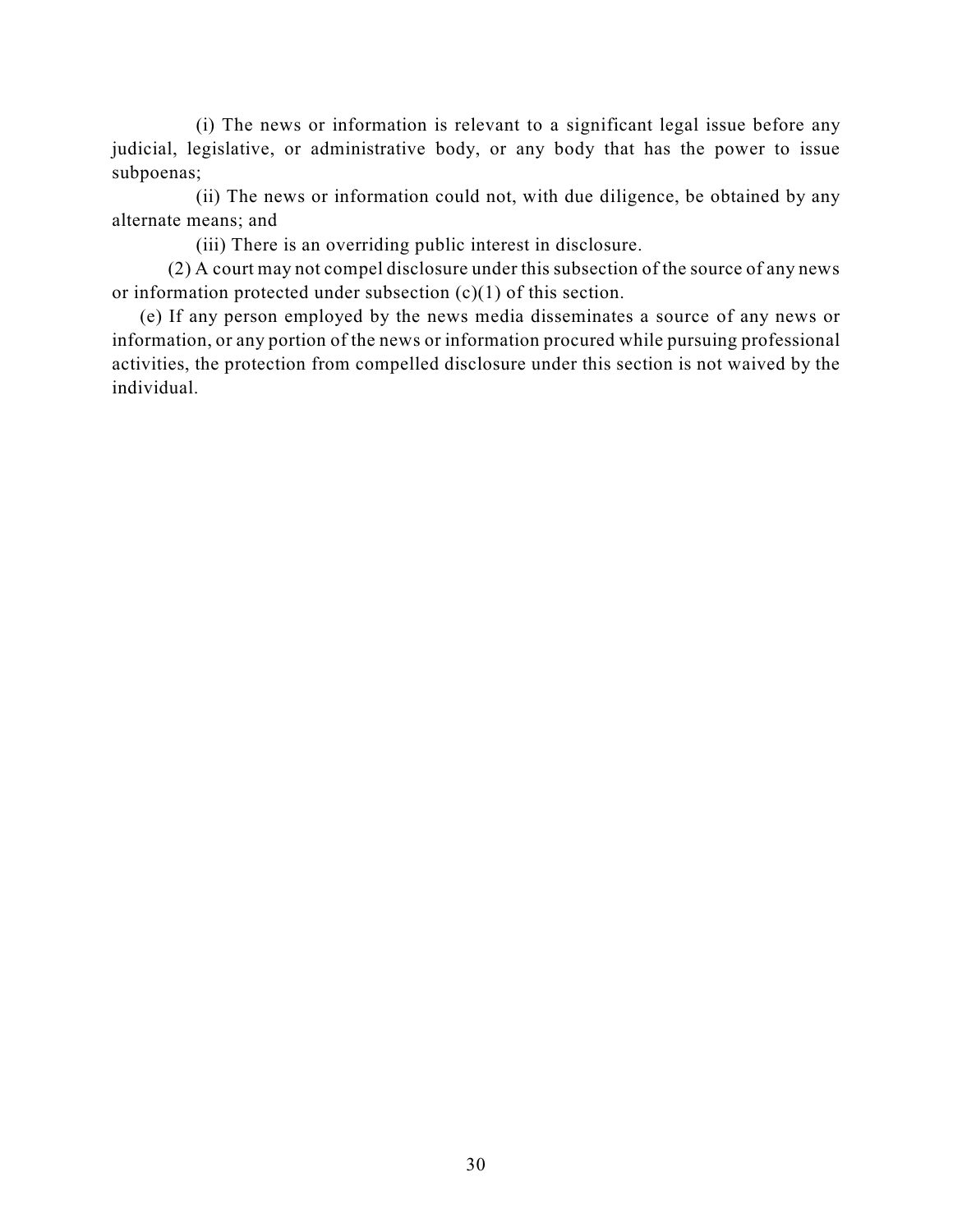(i) The news or information is relevant to a significant legal issue before any judicial, legislative, or administrative body, or any body that has the power to issue subpoenas;

(ii) The news or information could not, with due diligence, be obtained by any alternate means; and

(iii) There is an overriding public interest in disclosure.

(2) A court may not compel disclosure under this subsection of the source of any news or information protected under subsection (c)(1) of this section.

(e) If any person employed by the news media disseminates a source of any news or information, or any portion of the news or information procured while pursuing professional activities, the protection from compelled disclosure under this section is not waived by the individual.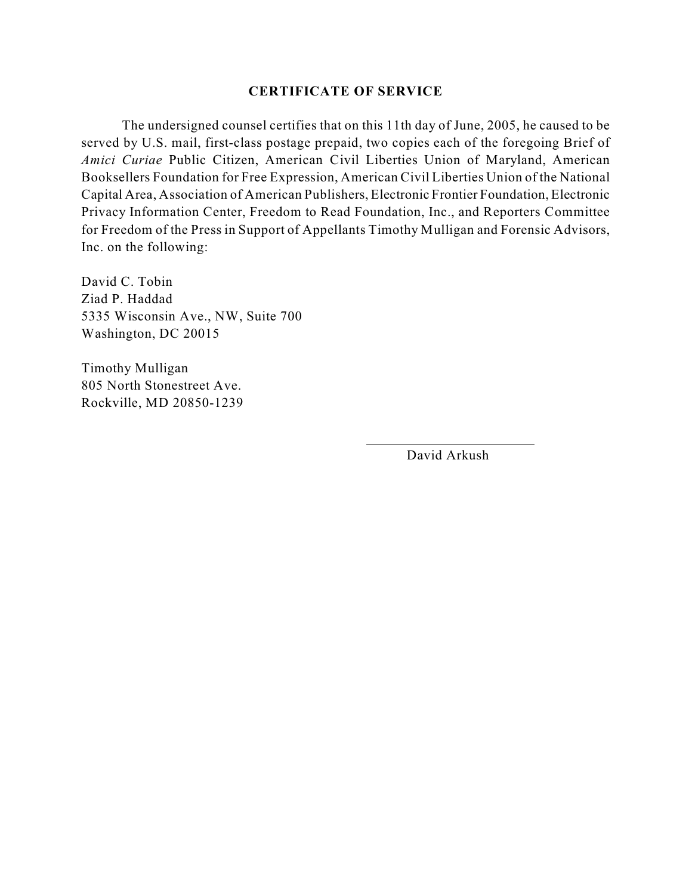## CERTIFICATE OF SERVICE

The undersigned counsel certifies that on this 11th day of June, 2005, he caused to be served by U.S. mail, first-class postage prepaid, two copies each of the foregoing Brief of *Amici Curiae* Public Citizen, American Civil Liberties Union of Maryland, American Booksellers Foundation for Free Expression, American Civil Liberties Union of the National Capital Area, Association of American Publishers, Electronic Frontier Foundation, Electronic Privacy Information Center, Freedom to Read Foundation, Inc., and Reporters Committee for Freedom of the Press in Support of Appellants Timothy Mulligan and Forensic Advisors, Inc. on the following:

David C. Tobin
Ziad P. Haddad
5335 Wisconsin Ave., NW, Suite 700
Washington, DC 20015

Timothy Mulligan
805 North Stonestreet Ave.
Rockville, MD 20850-1239

\_\_\_\_\_\_\_\_\_\_\_\_\_\_\_\_\_\_\_\_\_\_\_\_
David Arkush